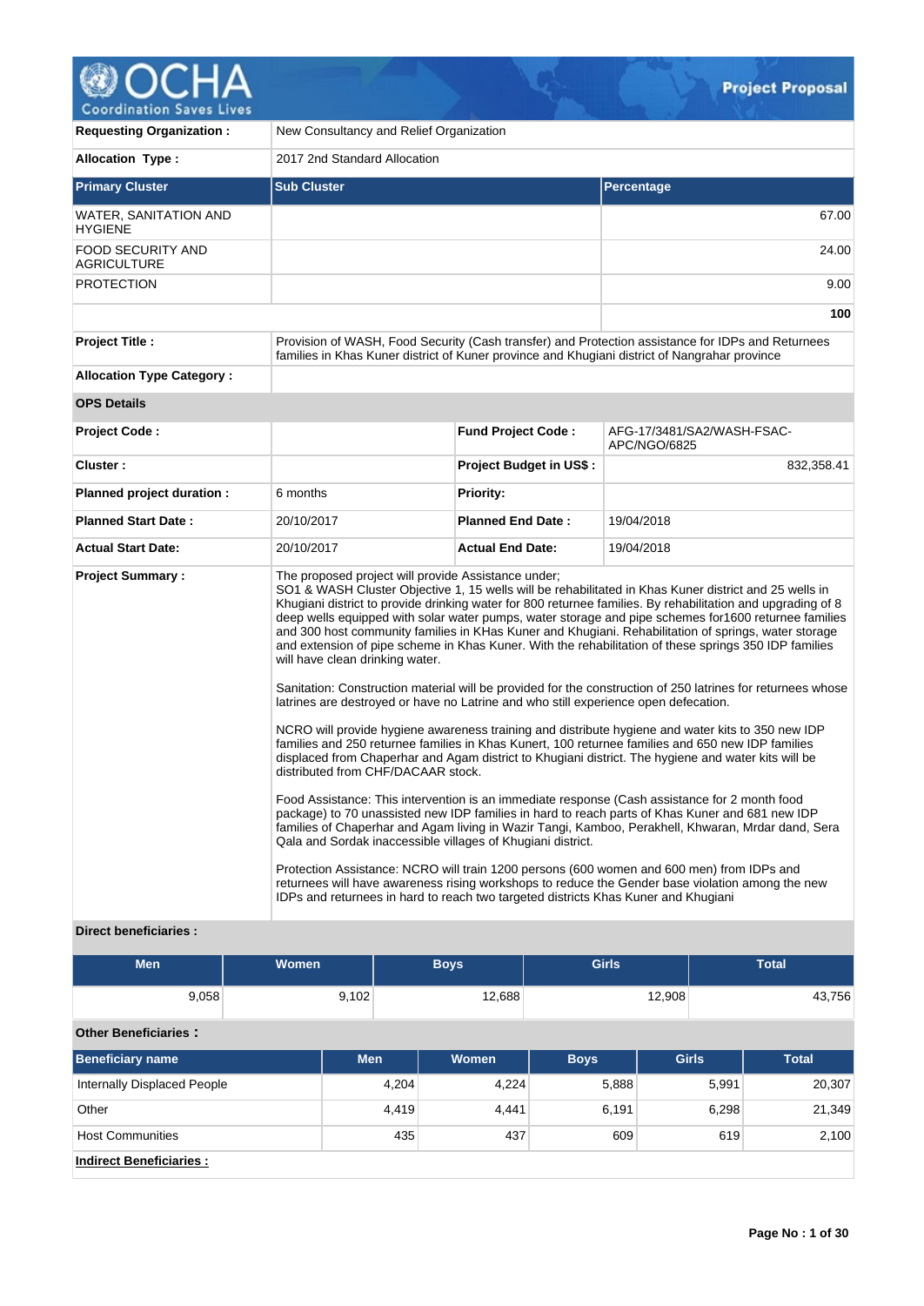# Project Proposal

| | |
|---|---|
| **Requesting Organization :** | New Consultancy and Relief Organization |
| **Allocation Type :** | 2017 2nd Standard Allocation |

| Primary Cluster | Sub Cluster | Percentage |
|---|---|---|
| WATER, SANITATION AND HYGIENE | | 67.00 |
| FOOD SECURITY AND AGRICULTURE | | 24.00 |
| PROTECTION | | 9.00 |
| | | **100** |

| | |
|---|---|
| **Project Title :** | Provision of WASH, Food Security (Cash transfer) and Protection assistance for IDPs and Returnees families in Khas Kuner district of Kuner province and Khugiani district of Nangrahar province |
| **Allocation Type Category :** | |

**OPS Details**

| | | | |
|---|---|---|---|
| **Project Code :** | | **Fund Project Code :** | AFG-17/3481/SA2/WASH-FSAC-APC/NGO/6825 |
| **Cluster :** | | **Project Budget in US$ :** | 832,358.41 |
| **Planned project duration :** | 6 months | **Priority:** | |
| **Planned Start Date :** | 20/10/2017 | **Planned End Date :** | 19/04/2018 |
| **Actual Start Date:** | 20/10/2017 | **Actual End Date:** | 19/04/2018 |

**Project Summary :**

The proposed project will provide Assistance under;
SO1 & WASH Cluster Objective 1, 15 wells will be rehabilitated in Khas Kuner district and 25 wells in Khugiani district to provide drinking water for 800 returnee families. By rehabilitation and upgrading of 8 deep wells equipped with solar water pumps, water storage and pipe schemes for1600 returnee families and 300 host community families in KHas Kuner and Khugiani. Rehabilitation of springs, water storage and extension of pipe scheme in Khas Kuner. With the rehabilitation of these springs 350 IDP families will have clean drinking water.

Sanitation: Construction material will be provided for the construction of 250 latrines for returnees whose latrines are destroyed or have no Latrine and who still experience open defecation.

NCRO will provide hygiene awareness training and distribute hygiene and water kits to 350 new IDP families and 250 returnee families in Khas Kunert, 100 returnee families and 650 new IDP families displaced from Chaperhar and Agam district to Khugiani district. The hygiene and water kits will be distributed from CHF/DACAAR stock.

Food Assistance: This intervention is an immediate response (Cash assistance for 2 month food package) to 70 unassisted new IDP families in hard to reach parts of Khas Kuner and 681 new IDP families of Chaperhar and Agam living in Wazir Tangi, Kamboo, Perakhell, Khwaran, Mrdar dand, Sera Qala and Sordak inaccessible villages of Khugiani district.

Protection Assistance: NCRO will train 1200 persons (600 women and 600 men) from IDPs and returnees will have awareness rising workshops to reduce the Gender base violation among the new IDPs and returnees in hard to reach two targeted districts Khas Kuner and Khugiani

**Direct beneficiaries :**

| Men | Women | Boys | Girls | Total |
|---|---|---|---|---|
| 9,058 | 9,102 | 12,688 | 12,908 | 43,756 |

**Other Beneficiaries :**

| Beneficiary name | Men | Women | Boys | Girls | Total |
|---|---|---|---|---|---|
| Internally Displaced People | 4,204 | 4,224 | 5,888 | 5,991 | 20,307 |
| Other | 4,419 | 4,441 | 6,191 | 6,298 | 21,349 |
| Host Communities | 435 | 437 | 609 | 619 | 2,100 |

**Indirect Beneficiaries :**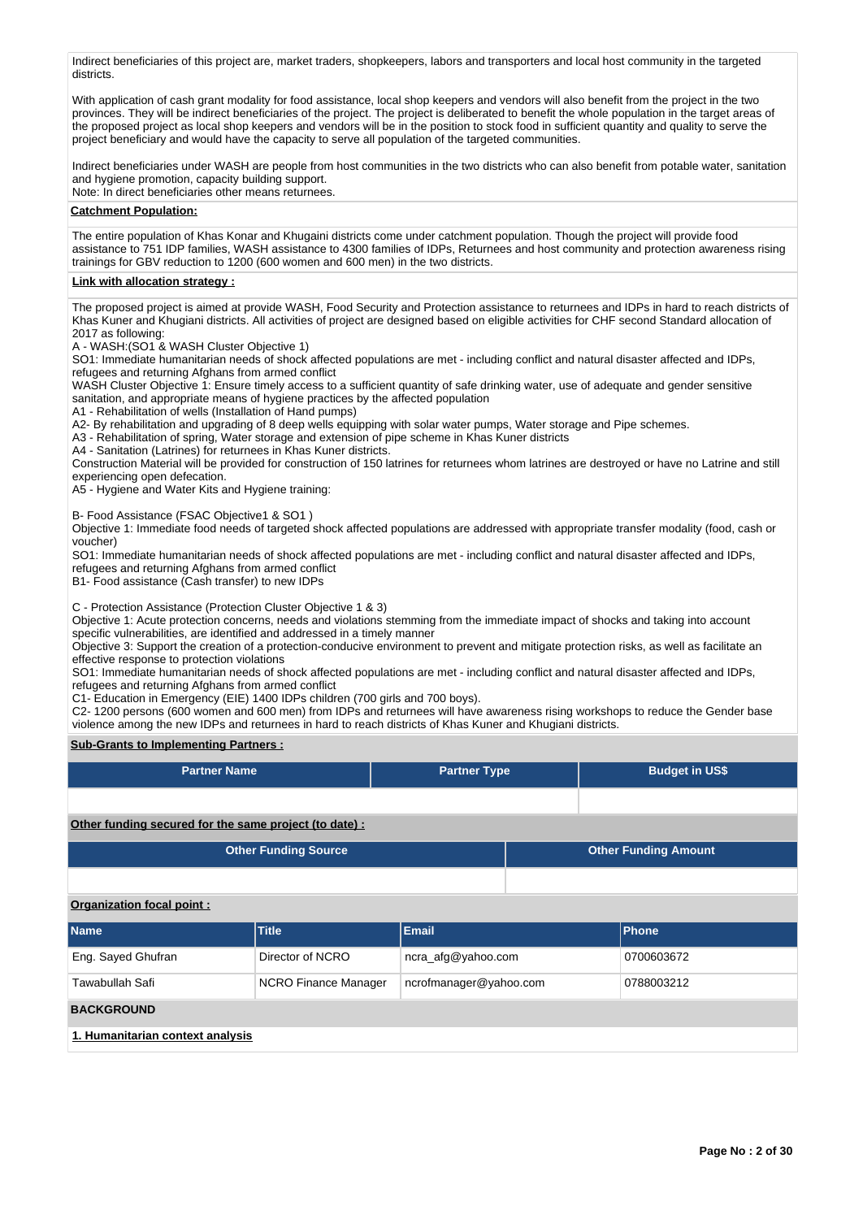Indirect beneficiaries of this project are, market traders, shopkeepers, labors and transporters and local host community in the targeted districts.

With application of cash grant modality for food assistance, local shop keepers and vendors will also benefit from the project in the two provinces. They will be indirect beneficiaries of the project. The project is deliberated to benefit the whole population in the target areas of the proposed project as local shop keepers and vendors will be in the position to stock food in sufficient quantity and quality to serve the project beneficiary and would have the capacity to serve all population of the targeted communities.

Indirect beneficiaries under WASH are people from host communities in the two districts who can also benefit from potable water, sanitation and hygiene promotion, capacity building support.
Note: In direct beneficiaries other means returnees.

**Catchment Population:**

The entire population of Khas Konar and Khugaini districts come under catchment population. Though the project will provide food assistance to 751 IDP families, WASH assistance to 4300 families of IDPs, Returnees and host community and protection awareness rising trainings for GBV reduction to 1200 (600 women and 600 men) in the two districts.

**Link with allocation strategy :**

The proposed project is aimed at provide WASH, Food Security and Protection assistance to returnees and IDPs in hard to reach districts of Khas Kuner and Khugiani districts. All activities of project are designed based on eligible activities for CHF second Standard allocation of 2017 as following:
A - WASH:(SO1 & WASH Cluster Objective 1)
SO1: Immediate humanitarian needs of shock affected populations are met - including conflict and natural disaster affected and IDPs, refugees and returning Afghans from armed conflict
WASH Cluster Objective 1: Ensure timely access to a sufficient quantity of safe drinking water, use of adequate and gender sensitive sanitation, and appropriate means of hygiene practices by the affected population
A1 - Rehabilitation of wells (Installation of Hand pumps)
A2- By rehabilitation and upgrading of 8 deep wells equipping with solar water pumps, Water storage and Pipe schemes.
A3 - Rehabilitation of spring, Water storage and extension of pipe scheme in Khas Kuner districts
A4 - Sanitation (Latrines) for returnees in Khas Kuner districts.
Construction Material will be provided for construction of 150 latrines for returnees whom latrines are destroyed or have no Latrine and still experiencing open defecation.
A5 - Hygiene and Water Kits and Hygiene training:

B- Food Assistance (FSAC Objective1 & SO1 )
Objective 1: Immediate food needs of targeted shock affected populations are addressed with appropriate transfer modality (food, cash or voucher)
SO1: Immediate humanitarian needs of shock affected populations are met - including conflict and natural disaster affected and IDPs, refugees and returning Afghans from armed conflict
B1- Food assistance (Cash transfer) to new IDPs

C - Protection Assistance (Protection Cluster Objective 1 & 3)
Objective 1: Acute protection concerns, needs and violations stemming from the immediate impact of shocks and taking into account specific vulnerabilities, are identified and addressed in a timely manner
Objective 3: Support the creation of a protection-conducive environment to prevent and mitigate protection risks, as well as facilitate an effective response to protection violations
SO1: Immediate humanitarian needs of shock affected populations are met - including conflict and natural disaster affected and IDPs, refugees and returning Afghans from armed conflict
C1- Education in Emergency (EIE) 1400 IDPs children (700 girls and 700 boys).
C2- 1200 persons (600 women and 600 men) from IDPs and returnees will have awareness rising workshops to reduce the Gender base violence among the new IDPs and returnees in hard to reach districts of Khas Kuner and Khugiani districts.

**Sub-Grants to Implementing Partners :**

| Partner Name | Partner Type | Budget in US$ |
| --- | --- | --- |
| | | |

**Other funding secured for the same project (to date) :**

| Other Funding Source | Other Funding Amount |
| --- | --- |
| | |

**Organization focal point :**

| Name | Title | Email | Phone |
| --- | --- | --- | --- |
| Eng. Sayed Ghufran | Director of NCRO | ncra_afg@yahoo.com | 0700603672 |
| Tawabullah Safi | NCRO Finance Manager | ncrofmanager@yahoo.com | 0788003212 |

## BACKGROUND

**1. Humanitarian context analysis**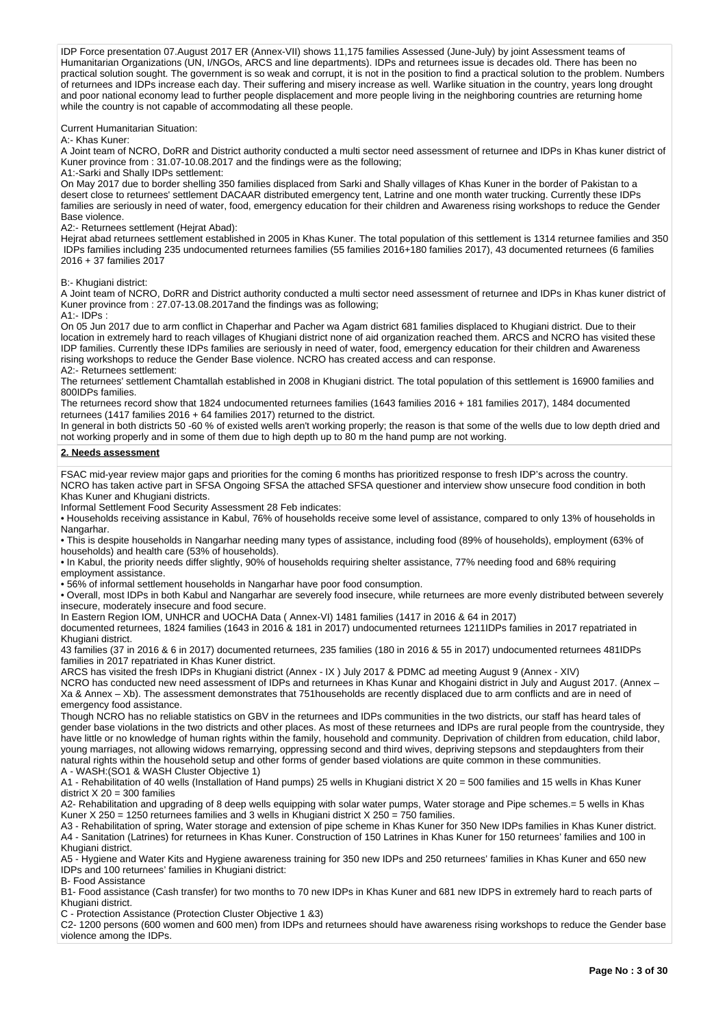IDP Force presentation 07.August 2017 ER (Annex-VII) shows 11,175 families Assessed (June-July) by joint Assessment teams of Humanitarian Organizations (UN, I/NGOs, ARCS and line departments). IDPs and returnees issue is decades old. There has been no practical solution sought. The government is so weak and corrupt, it is not in the position to find a practical solution to the problem. Numbers of returnees and IDPs increase each day. Their suffering and misery increase as well. Warlike situation in the country, years long drought and poor national economy lead to further people displacement and more people living in the neighboring countries are returning home while the country is not capable of accommodating all these people.

Current Humanitarian Situation:

A:- Khas Kuner:

A Joint team of NCRO, DoRR and District authority conducted a multi sector need assessment of returnee and IDPs in Khas kuner district of Kuner province from : 31.07-10.08.2017 and the findings were as the following;

A1:-Sarki and Shally IDPs settlement:

On May 2017 due to border shelling 350 families displaced from Sarki and Shally villages of Khas Kuner in the border of Pakistan to a desert close to returnees' settlement DACAAR distributed emergency tent, Latrine and one month water trucking. Currently these IDPs families are seriously in need of water, food, emergency education for their children and Awareness rising workshops to reduce the Gender Base violence.

A2:- Returnees settlement (Hejrat Abad):

Hejrat abad returnees settlement established in 2005 in Khas Kuner. The total population of this settlement is 1314 returnee families and 350 IDPs families including 235 undocumented returnees families (55 families 2016+180 families 2017), 43 documented returnees (6 families 2016 + 37 families 2017

B:- Khugiani district:

A Joint team of NCRO, DoRR and District authority conducted a multi sector need assessment of returnee and IDPs in Khas kuner district of Kuner province from : 27.07-13.08.2017and the findings was as following;

A1:- IDPs :

On 05 Jun 2017 due to arm conflict in Chaperhar and Pacher wa Agam district 681 families displaced to Khugiani district. Due to their location in extremely hard to reach villages of Khugiani district none of aid organization reached them. ARCS and NCRO has visited these IDP families. Currently these IDPs families are seriously in need of water, food, emergency education for their children and Awareness rising workshops to reduce the Gender Base violence. NCRO has created access and can response.

A2:- Returnees settlement:

The returnees' settlement Chamtallah established in 2008 in Khugiani district. The total population of this settlement is 16900 families and 800IDPs families.

The returnees record show that 1824 undocumented returnees families (1643 families 2016 + 181 families 2017), 1484 documented returnees (1417 families 2016 + 64 families 2017) returned to the district.

In general in both districts 50 -60 % of existed wells aren't working properly; the reason is that some of the wells due to low depth dried and not working properly and in some of them due to high depth up to 80 m the hand pump are not working.

**2. Needs assessment**

FSAC mid-year review major gaps and priorities for the coming 6 months has prioritized response to fresh IDP's across the country. NCRO has taken active part in SFSA Ongoing SFSA the attached SFSA questioner and interview show unsecure food condition in both Khas Kuner and Khugiani districts.

Informal Settlement Food Security Assessment 28 Feb indicates:

• Households receiving assistance in Kabul, 76% of households receive some level of assistance, compared to only 13% of households in Nangarhar.

• This is despite households in Nangarhar needing many types of assistance, including food (89% of households), employment (63% of households) and health care (53% of households).

• In Kabul, the priority needs differ slightly, 90% of households requiring shelter assistance, 77% needing food and 68% requiring employment assistance.

• 56% of informal settlement households in Nangarhar have poor food consumption.

• Overall, most IDPs in both Kabul and Nangarhar are severely food insecure, while returnees are more evenly distributed between severely insecure, moderately insecure and food secure.

In Eastern Region IOM, UNHCR and UOCHA Data ( Annex-VI) 1481 families (1417 in 2016 & 64 in 2017)

documented returnees, 1824 families (1643 in 2016 & 181 in 2017) undocumented returnees 1211IDPs families in 2017 repatriated in Khugiani district.

43 families (37 in 2016 & 6 in 2017) documented returnees, 235 families (180 in 2016 & 55 in 2017) undocumented returnees 481IDPs families in 2017 repatriated in Khas Kuner district.

ARCS has visited the fresh IDPs in Khugiani district (Annex - IX ) July 2017 & PDMC ad meeting August 9 (Annex - XIV)

NCRO has conducted new need assessment of IDPs and returnees in Khas Kunar and Khogaini district in July and August 2017. (Annex – Xa & Annex – Xb). The assessment demonstrates that 751households are recently displaced due to arm conflicts and are in need of emergency food assistance.

Though NCRO has no reliable statistics on GBV in the returnees and IDPs communities in the two districts, our staff has heard tales of gender base violations in the two districts and other places. As most of these returnees and IDPs are rural people from the countryside, they have little or no knowledge of human rights within the family, household and community. Deprivation of children from education, child labor, young marriages, not allowing widows remarrying, oppressing second and third wives, depriving stepsons and stepdaughters from their natural rights within the household setup and other forms of gender based violations are quite common in these communities.

A - WASH:(SO1 & WASH Cluster Objective 1)

A1 - Rehabilitation of 40 wells (Installation of Hand pumps) 25 wells in Khugiani district X 20 = 500 families and 15 wells in Khas Kuner district X 20 = 300 families

A2- Rehabilitation and upgrading of 8 deep wells equipping with solar water pumps, Water storage and Pipe schemes.= 5 wells in Khas Kuner X 250 = 1250 returnees families and 3 wells in Khugiani district X 250 = 750 families.

A3 - Rehabilitation of spring, Water storage and extension of pipe scheme in Khas Kuner for 350 New IDPs families in Khas Kuner district.

A4 - Sanitation (Latrines) for returnees in Khas Kuner. Construction of 150 Latrines in Khas Kuner for 150 returnees' families and 100 in Khugiani district.

A5 - Hygiene and Water Kits and Hygiene awareness training for 350 new IDPs and 250 returnees' families in Khas Kuner and 650 new IDPs and 100 returnees' families in Khugiani district:

B- Food Assistance

B1- Food assistance (Cash transfer) for two months to 70 new IDPs in Khas Kuner and 681 new IDPS in extremely hard to reach parts of Khugiani district.

C - Protection Assistance (Protection Cluster Objective 1 &3)

C2- 1200 persons (600 women and 600 men) from IDPs and returnees should have awareness rising workshops to reduce the Gender base violence among the IDPs.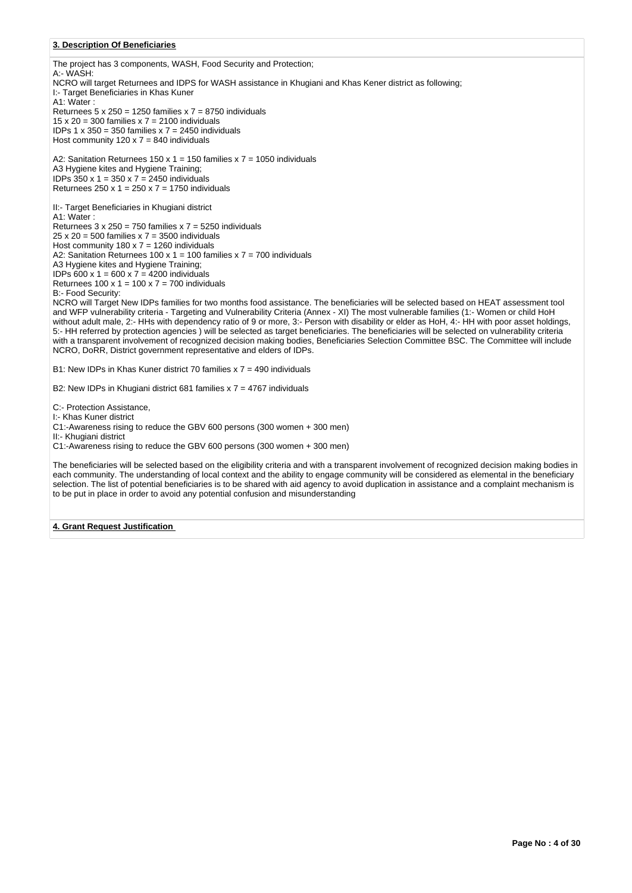**3. Description Of Beneficiaries**

The project has 3 components, WASH, Food Security and Protection;
A:- WASH:
NCRO will target Returnees and IDPS for WASH assistance in Khugiani and Khas Kener district as following;
I:- Target Beneficiaries in Khas Kuner
A1: Water :
Returnees 5 x 250 = 1250 families x 7 = 8750 individuals
15 x 20 = 300 families x 7 = 2100 individuals
IDPs 1 x 350 = 350 families x 7 = 2450 individuals
Host community 120 x 7 = 840 individuals

A2: Sanitation Returnees 150 x 1 = 150 families x 7 = 1050 individuals
A3 Hygiene kites and Hygiene Training;
IDPs 350 x 1 = 350 x 7 = 2450 individuals
Returnees 250 x 1 = 250 x 7 = 1750 individuals

II:- Target Beneficiaries in Khugiani district
A1: Water :
Returnees 3 x 250 = 750 families x 7 = 5250 individuals
25 x 20 = 500 families x 7 = 3500 individuals
Host community 180 x 7 = 1260 individuals
A2: Sanitation Returnees 100 x 1 = 100 families x 7 = 700 individuals
A3 Hygiene kites and Hygiene Training;
IDPs 600 x 1 = 600 x 7 = 4200 individuals
Returnees 100 x 1 = 100 x 7 = 700 individuals
B:- Food Security:
NCRO will Target New IDPs families for two months food assistance. The beneficiaries will be selected based on HEAT assessment tool and WFP vulnerability criteria - Targeting and Vulnerability Criteria (Annex - XI) The most vulnerable families (1:- Women or child HoH without adult male, 2:- HHs with dependency ratio of 9 or more, 3:- Person with disability or elder as HoH, 4:- HH with poor asset holdings, 5:- HH referred by protection agencies ) will be selected as target beneficiaries. The beneficiaries will be selected on vulnerability criteria with a transparent involvement of recognized decision making bodies, Beneficiaries Selection Committee BSC. The Committee will include NCRO, DoRR, District government representative and elders of IDPs.

B1: New IDPs in Khas Kuner district 70 families x 7 = 490 individuals

B2: New IDPs in Khugiani district 681 families x 7 = 4767 individuals

C:- Protection Assistance,
I:- Khas Kuner district
C1:-Awareness rising to reduce the GBV 600 persons (300 women + 300 men)
II:- Khugiani district
C1:-Awareness rising to reduce the GBV 600 persons (300 women + 300 men)

The beneficiaries will be selected based on the eligibility criteria and with a transparent involvement of recognized decision making bodies in each community. The understanding of local context and the ability to engage community will be considered as elemental in the beneficiary selection. The list of potential beneficiaries is to be shared with aid agency to avoid duplication in assistance and a complaint mechanism is to be put in place in order to avoid any potential confusion and misunderstanding

**4. Grant Request Justification**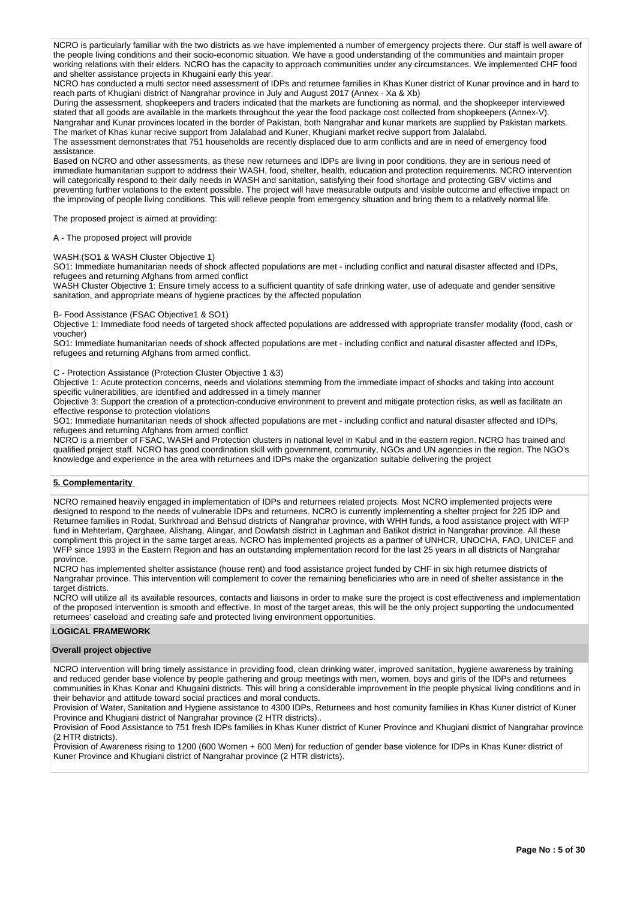NCRO is particularly familiar with the two districts as we have implemented a number of emergency projects there. Our staff is well aware of the people living conditions and their socio-economic situation. We have a good understanding of the communities and maintain proper working relations with their elders. NCRO has the capacity to approach communities under any circumstances. We implemented CHF food and shelter assistance projects in Khugaini early this year.

NCRO has conducted a multi sector need assessment of IDPs and returnee families in Khas Kuner district of Kunar province and in hard to reach parts of Khugiani district of Nangrahar province in July and August 2017 (Annex - Xa & Xb)

During the assessment, shopkeepers and traders indicated that the markets are functioning as normal, and the shopkeeper interviewed stated that all goods are available in the markets throughout the year the food package cost collected from shopkeepers (Annex-V).

Nangrahar and Kunar provinces located in the border of Pakistan, both Nangrahar and kunar markets are supplied by Pakistan markets. The market of Khas kunar recive support from Jalalabad and Kuner, Khugiani market recive support from Jalalabd.

The assessment demonstrates that 751 households are recently displaced due to arm conflicts and are in need of emergency food assistance.

Based on NCRO and other assessments, as these new returnees and IDPs are living in poor conditions, they are in serious need of immediate humanitarian support to address their WASH, food, shelter, health, education and protection requirements. NCRO intervention will categorically respond to their daily needs in WASH and sanitation, satisfying their food shortage and protecting GBV victims and preventing further violations to the extent possible. The project will have measurable outputs and visible outcome and effective impact on the improving of people living conditions. This will relieve people from emergency situation and bring them to a relatively normal life.

The proposed project is aimed at providing:

A - The proposed project will provide

WASH:(SO1 & WASH Cluster Objective 1)

SO1: Immediate humanitarian needs of shock affected populations are met - including conflict and natural disaster affected and IDPs, refugees and returning Afghans from armed conflict

WASH Cluster Objective 1: Ensure timely access to a sufficient quantity of safe drinking water, use of adequate and gender sensitive sanitation, and appropriate means of hygiene practices by the affected population

B- Food Assistance (FSAC Objective1 & SO1)

Objective 1: Immediate food needs of targeted shock affected populations are addressed with appropriate transfer modality (food, cash or voucher)

SO1: Immediate humanitarian needs of shock affected populations are met - including conflict and natural disaster affected and IDPs, refugees and returning Afghans from armed conflict.

C - Protection Assistance (Protection Cluster Objective 1 &3)

Objective 1: Acute protection concerns, needs and violations stemming from the immediate impact of shocks and taking into account specific vulnerabilities, are identified and addressed in a timely manner

Objective 3: Support the creation of a protection-conducive environment to prevent and mitigate protection risks, as well as facilitate an effective response to protection violations

SO1: Immediate humanitarian needs of shock affected populations are met - including conflict and natural disaster affected and IDPs, refugees and returning Afghans from armed conflict

NCRO is a member of FSAC, WASH and Protection clusters in national level in Kabul and in the eastern region. NCRO has trained and qualified project staff. NCRO has good coordination skill with government, community, NGOs and UN agencies in the region. The NGO's knowledge and experience in the area with returnees and IDPs make the organization suitable delivering the project

## 5. Complementarity

NCRO remained heavily engaged in implementation of IDPs and returnees related projects. Most NCRO implemented projects were designed to respond to the needs of vulnerable IDPs and returnees. NCRO is currently implementing a shelter project for 225 IDP and Returnee families in Rodat, Surkhroad and Behsud districts of Nangrahar province, with WHH funds, a food assistance project with WFP fund in Mehterlam, Qarghaee, Alishang, Alingar, and Dowlatsh district in Laghman and Batikot district in Nangrahar province. All these compliment this project in the same target areas. NCRO has implemented projects as a partner of UNHCR, UNOCHA, FAO, UNICEF and WFP since 1993 in the Eastern Region and has an outstanding implementation record for the last 25 years in all districts of Nangrahar province.

NCRO has implemented shelter assistance (house rent) and food assistance project funded by CHF in six high returnee districts of Nangrahar province. This intervention will complement to cover the remaining beneficiaries who are in need of shelter assistance in the target districts.

NCRO will utilize all its available resources, contacts and liaisons in order to make sure the project is cost effectiveness and implementation of the proposed intervention is smooth and effective. In most of the target areas, this will be the only project supporting the undocumented returnees' caseload and creating safe and protected living environment opportunities.

## LOGICAL FRAMEWORK

### Overall project objective

NCRO intervention will bring timely assistance in providing food, clean drinking water, improved sanitation, hygiene awareness by training and reduced gender base violence by people gathering and group meetings with men, women, boys and girls of the IDPs and returnees communities in Khas Konar and Khugaini districts. This will bring a considerable improvement in the people physical living conditions and in their behavior and attitude toward social practices and moral conducts.

Provision of Water, Sanitation and Hygiene assistance to 4300 IDPs, Returnees and host comunity families in Khas Kuner district of Kuner Province and Khugiani district of Nangrahar province (2 HTR districts)..

Provision of Food Assistance to 751 fresh IDPs families in Khas Kuner district of Kuner Province and Khugiani district of Nangrahar province (2 HTR districts).

Provision of Awareness rising to 1200 (600 Women + 600 Men) for reduction of gender base violence for IDPs in Khas Kuner district of Kuner Province and Khugiani district of Nangrahar province (2 HTR districts).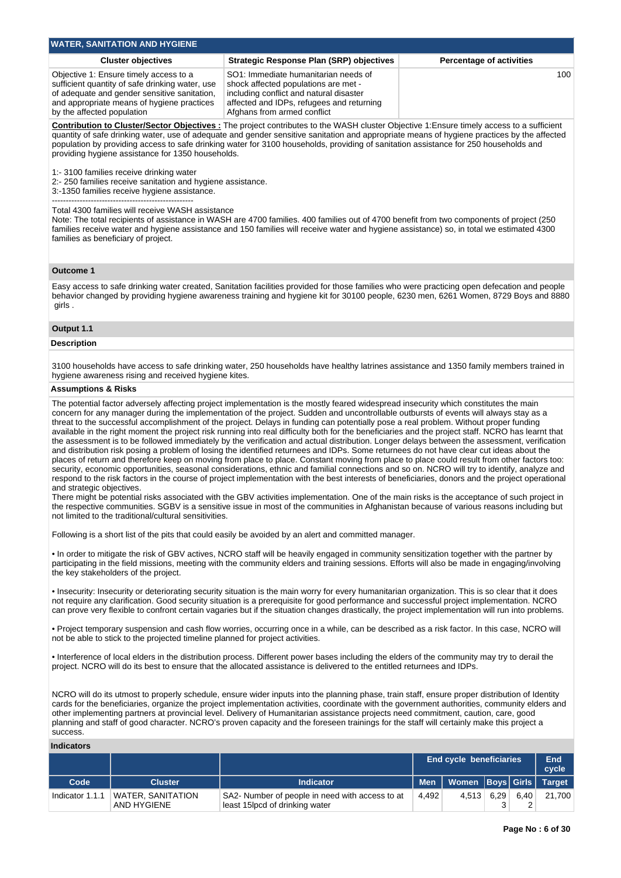## WATER, SANITATION AND HYGIENE

| Cluster objectives | Strategic Response Plan (SRP) objectives | Percentage of activities |
|---|---|---|
| Objective 1: Ensure timely access to a sufficient quantity of safe drinking water, use of adequate and gender sensitive sanitation, and appropriate means of hygiene practices by the affected population | SO1: Immediate humanitarian needs of shock affected populations are met - including conflict and natural disaster affected and IDPs, refugees and returning Afghans from armed conflict | 100 |

**Contribution to Cluster/Sector Objectives :** The project contributes to the WASH cluster Objective 1:Ensure timely access to a sufficient quantity of safe drinking water, use of adequate and gender sensitive sanitation and appropriate means of hygiene practices by the affected population by providing access to safe drinking water for 3100 households, providing of sanitation assistance for 250 households and providing hygiene assistance for 1350 households.

1:- 3100 families receive drinking water
2:- 250 families receive sanitation and hygiene assistance.
3:-1350 families receive hygiene assistance.
---------------------------------------------------
Total 4300 families will receive WASH assistance
Note: The total recipients of assistance in WASH are 4700 families. 400 families out of 4700 benefit from two components of project (250 families receive water and hygiene assistance and 150 families will receive water and hygiene assistance) so, in total we estimated 4300 families as beneficiary of project.

### Outcome 1

Easy access to safe drinking water created, Sanitation facilities provided for those families who were practicing open defecation and people behavior changed by providing hygiene awareness training and hygiene kit for 30100 people, 6230 men, 6261 Women, 8729 Boys and 8880 girls .

### Output 1.1

**Description**

3100 households have access to safe drinking water, 250 households have healthy latrines assistance and 1350 family members trained in hygiene awareness rising and received hygiene kites.

**Assumptions & Risks**

The potential factor adversely affecting project implementation is the mostly feared widespread insecurity which constitutes the main concern for any manager during the implementation of the project. Sudden and uncontrollable outbursts of events will always stay as a threat to the successful accomplishment of the project. Delays in funding can potentially pose a real problem. Without proper funding available in the right moment the project risk running into real difficulty both for the beneficiaries and the project staff. NCRO has learnt that the assessment is to be followed immediately by the verification and actual distribution. Longer delays between the assessment, verification and distribution risk posing a problem of losing the identified returnees and IDPs. Some returnees do not have clear cut ideas about the places of return and therefore keep on moving from place to place. Constant moving from place to place could result from other factors too: security, economic opportunities, seasonal considerations, ethnic and familial connections and so on. NCRO will try to identify, analyze and respond to the risk factors in the course of project implementation with the best interests of beneficiaries, donors and the project operational and strategic objectives.
There might be potential risks associated with the GBV activities implementation. One of the main risks is the acceptance of such project in the respective communities. SGBV is a sensitive issue in most of the communities in Afghanistan because of various reasons including but not limited to the traditional/cultural sensitivities.

Following is a short list of the pits that could easily be avoided by an alert and committed manager.

• In order to mitigate the risk of GBV actives, NCRO staff will be heavily engaged in community sensitization together with the partner by participating in the field missions, meeting with the community elders and training sessions. Efforts will also be made in engaging/involving the key stakeholders of the project.

• Insecurity: Insecurity or deteriorating security situation is the main worry for every humanitarian organization. This is so clear that it does not require any clarification. Good security situation is a prerequisite for good performance and successful project implementation. NCRO can prove very flexible to confront certain vagaries but if the situation changes drastically, the project implementation will run into problems.

• Project temporary suspension and cash flow worries, occurring once in a while, can be described as a risk factor. In this case, NCRO will not be able to stick to the projected timeline planned for project activities.

• Interference of local elders in the distribution process. Different power bases including the elders of the community may try to derail the project. NCRO will do its best to ensure that the allocated assistance is delivered to the entitled returnees and IDPs.

NCRO will do its utmost to properly schedule, ensure wider inputs into the planning phase, train staff, ensure proper distribution of Identity cards for the beneficiaries, organize the project implementation activities, coordinate with the government authorities, community elders and other implementing partners at provincial level. Delivery of Humanitarian assistance projects need commitment, caution, care, good planning and staff of good character. NCRO's proven capacity and the foreseen trainings for the staff will certainly make this project a success.

**Indicators**

| | | | End cycle beneficiaries | | | | End cycle |
|---|---|---|---|---|---|---|---|
| Code | Cluster | Indicator | Men | Women | Boys | Girls | Target |
| Indicator 1.1.1 | WATER, SANITATION AND HYGIENE | SA2- Number of people in need with access to at least 15lpcd of drinking water | 4,492 | 4,513 | 6,293 | 6,402 | 21,700 |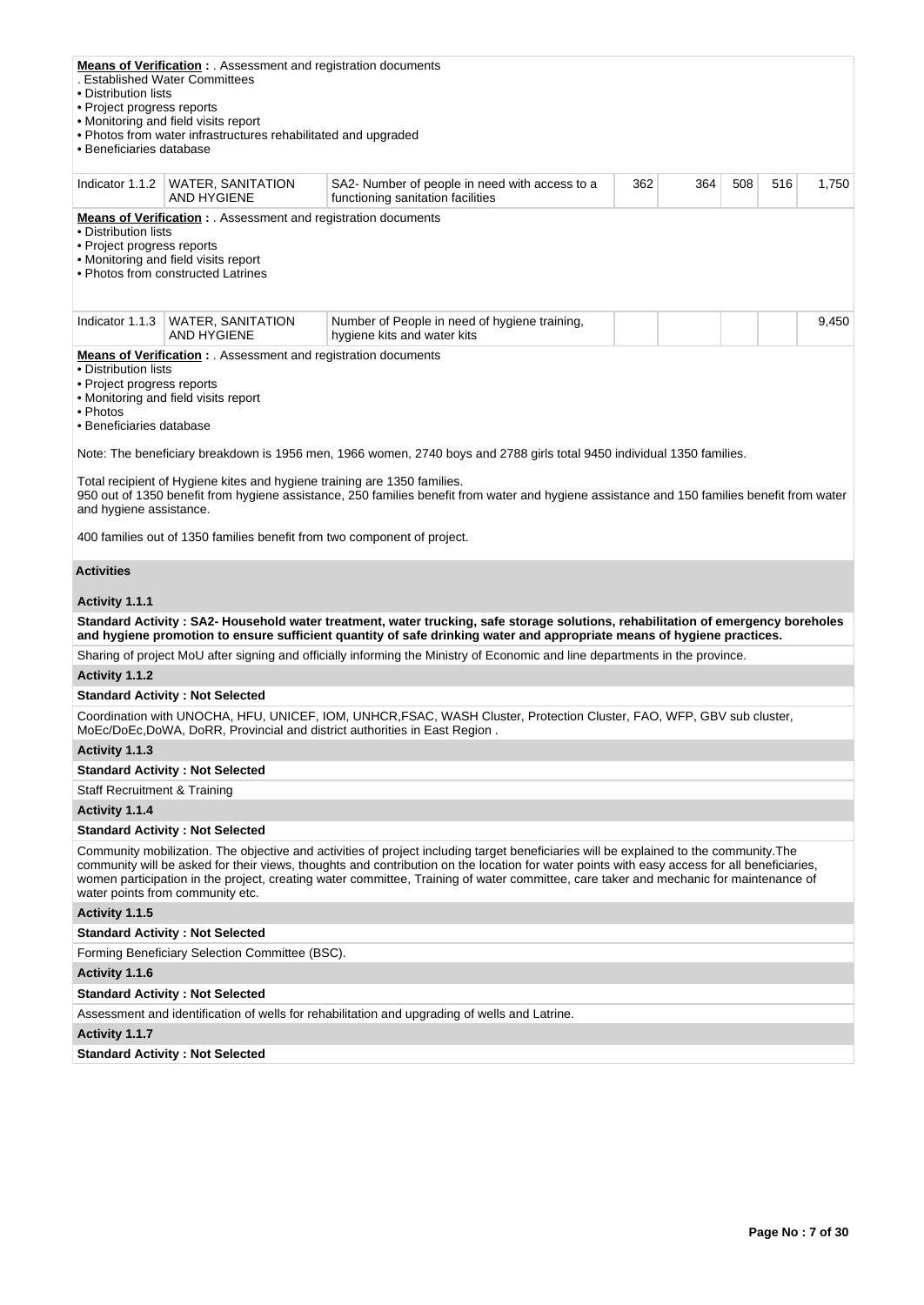**Means of Verification :** . Assessment and registration documents
. Established Water Committees
• Distribution lists
• Project progress reports
• Monitoring and field visits report
• Photos from water infrastructures rehabilitated and upgraded
• Beneficiaries database

| Indicator 1.1.2 | WATER, SANITATION AND HYGIENE | SA2- Number of people in need with access to a functioning sanitation facilities | 362 | 364 | 508 | 516 | 1,750 |
|---|---|---|---|---|---|---|---|

**Means of Verification :** . Assessment and registration documents
• Distribution lists
• Project progress reports
• Monitoring and field visits report
• Photos from constructed Latrines

| Indicator 1.1.3 | WATER, SANITATION AND HYGIENE | Number of People in need of hygiene training, hygiene kits and water kits | | | | | 9,450 |
|---|---|---|---|---|---|---|---|

**Means of Verification :** . Assessment and registration documents
• Distribution lists
• Project progress reports
• Monitoring and field visits report
• Photos
• Beneficiaries database

Note: The beneficiary breakdown is 1956 men, 1966 women, 2740 boys and 2788 girls total 9450 individual 1350 families.

Total recipient of Hygiene kites and hygiene training are 1350 families.
950 out of 1350 benefit from hygiene assistance, 250 families benefit from water and hygiene assistance and 150 families benefit from water and hygiene assistance.

400 families out of 1350 families benefit from two component of project.

**Activities**

**Activity 1.1.1**

**Standard Activity : SA2- Household water treatment, water trucking, safe storage solutions, rehabilitation of emergency boreholes and hygiene promotion to ensure sufficient quantity of safe drinking water and appropriate means of hygiene practices.**

Sharing of project MoU after signing and officially informing the Ministry of Economic and line departments in the province.

**Activity 1.1.2**

**Standard Activity : Not Selected**

Coordination with UNOCHA, HFU, UNICEF, IOM, UNHCR,FSAC, WASH Cluster, Protection Cluster, FAO, WFP, GBV sub cluster, MoEc/DoEc,DoWA, DoRR, Provincial and district authorities in East Region .

**Activity 1.1.3**

**Standard Activity : Not Selected**

Staff Recruitment & Training

**Activity 1.1.4**

**Standard Activity : Not Selected**

Community mobilization. The objective and activities of project including target beneficiaries will be explained to the community.The community will be asked for their views, thoughts and contribution on the location for water points with easy access for all beneficiaries, women participation in the project, creating water committee, Training of water committee, care taker and mechanic for maintenance of water points from community etc.

**Activity 1.1.5**

**Standard Activity : Not Selected**

Forming Beneficiary Selection Committee (BSC).

**Activity 1.1.6**

**Standard Activity : Not Selected**

Assessment and identification of wells for rehabilitation and upgrading of wells and Latrine.

**Activity 1.1.7**

**Standard Activity : Not Selected**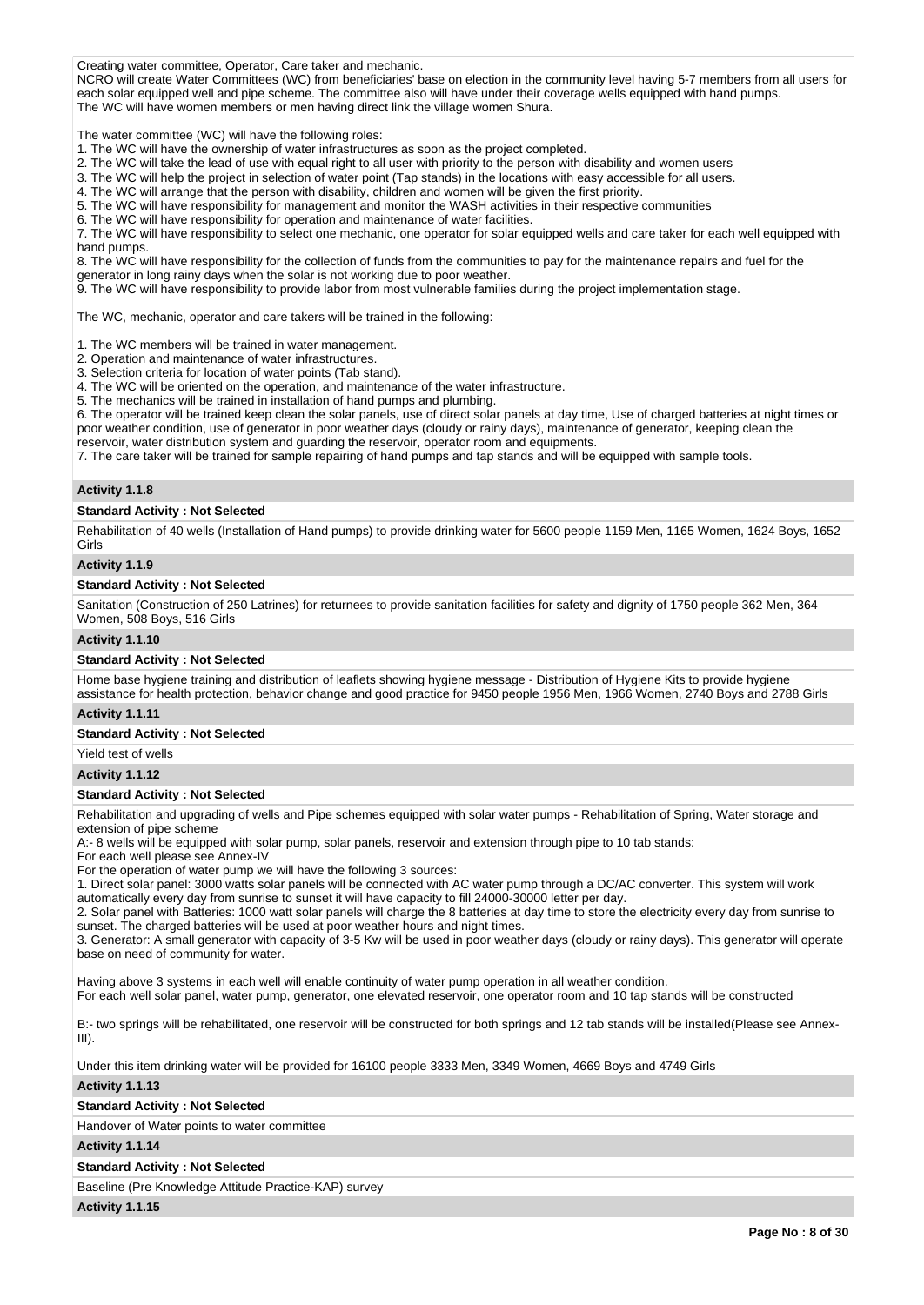Creating water committee, Operator, Care taker and mechanic.
NCRO will create Water Committees (WC) from beneficiaries' base on election in the community level having 5-7 members from all users for each solar equipped well and pipe scheme. The committee also will have under their coverage wells equipped with hand pumps.
The WC will have women members or men having direct link the village women Shura.

The water committee (WC) will have the following roles:
1. The WC will have the ownership of water infrastructures as soon as the project completed.
2. The WC will take the lead of use with equal right to all user with priority to the person with disability and women users
3. The WC will help the project in selection of water point (Tap stands) in the locations with easy accessible for all users.
4. The WC will arrange that the person with disability, children and women will be given the first priority.
5. The WC will have responsibility for management and monitor the WASH activities in their respective communities
6. The WC will have responsibility for operation and maintenance of water facilities.
7. The WC will have responsibility to select one mechanic, one operator for solar equipped wells and care taker for each well equipped with hand pumps.
8. The WC will have responsibility for the collection of funds from the communities to pay for the maintenance repairs and fuel for the generator in long rainy days when the solar is not working due to poor weather.
9. The WC will have responsibility to provide labor from most vulnerable families during the project implementation stage.

The WC, mechanic, operator and care takers will be trained in the following:

1. The WC members will be trained in water management.
2. Operation and maintenance of water infrastructures.
3. Selection criteria for location of water points (Tab stand).
4. The WC will be oriented on the operation, and maintenance of the water infrastructure.
5. The mechanics will be trained in installation of hand pumps and plumbing.
6. The operator will be trained keep clean the solar panels, use of direct solar panels at day time, Use of charged batteries at night times or poor weather condition, use of generator in poor weather days (cloudy or rainy days), maintenance of generator, keeping clean the reservoir, water distribution system and guarding the reservoir, operator room and equipments.
7. The care taker will be trained for sample repairing of hand pumps and tap stands and will be equipped with sample tools.

**Activity 1.1.8**

**Standard Activity : Not Selected**

Rehabilitation of 40 wells (Installation of Hand pumps) to provide drinking water for 5600 people 1159 Men, 1165 Women, 1624 Boys, 1652 Girls

**Activity 1.1.9**

**Standard Activity : Not Selected**

Sanitation (Construction of 250 Latrines) for returnees to provide sanitation facilities for safety and dignity of 1750 people 362 Men, 364 Women, 508 Boys, 516 Girls

**Activity 1.1.10**

**Standard Activity : Not Selected**

Home base hygiene training and distribution of leaflets showing hygiene message - Distribution of Hygiene Kits to provide hygiene assistance for health protection, behavior change and good practice for 9450 people 1956 Men, 1966 Women, 2740 Boys and 2788 Girls

**Activity 1.1.11**

**Standard Activity : Not Selected**

Yield test of wells

**Activity 1.1.12**

**Standard Activity : Not Selected**

Rehabilitation and upgrading of wells and Pipe schemes equipped with solar water pumps - Rehabilitation of Spring, Water storage and extension of pipe scheme
A:- 8 wells will be equipped with solar pump, solar panels, reservoir and extension through pipe to 10 tab stands:
For each well please see Annex-IV
For the operation of water pump we will have the following 3 sources:
1. Direct solar panel: 3000 watts solar panels will be connected with AC water pump through a DC/AC converter. This system will work automatically every day from sunrise to sunset it will have capacity to fill 24000-30000 letter per day.
2. Solar panel with Batteries: 1000 watt solar panels will charge the 8 batteries at day time to store the electricity every day from sunrise to sunset. The charged batteries will be used at poor weather hours and night times.
3. Generator: A small generator with capacity of 3-5 Kw will be used in poor weather days (cloudy or rainy days). This generator will operate base on need of community for water.

Having above 3 systems in each well will enable continuity of water pump operation in all weather condition.
For each well solar panel, water pump, generator, one elevated reservoir, one operator room and 10 tap stands will be constructed

B:- two springs will be rehabilitated, one reservoir will be constructed for both springs and 12 tab stands will be installed(Please see Annex-III).

Under this item drinking water will be provided for 16100 people 3333 Men, 3349 Women, 4669 Boys and 4749 Girls

**Activity 1.1.13**

**Standard Activity : Not Selected**

Handover of Water points to water committee

**Activity 1.1.14**

**Standard Activity : Not Selected**

Baseline (Pre Knowledge Attitude Practice-KAP) survey

**Activity 1.1.15**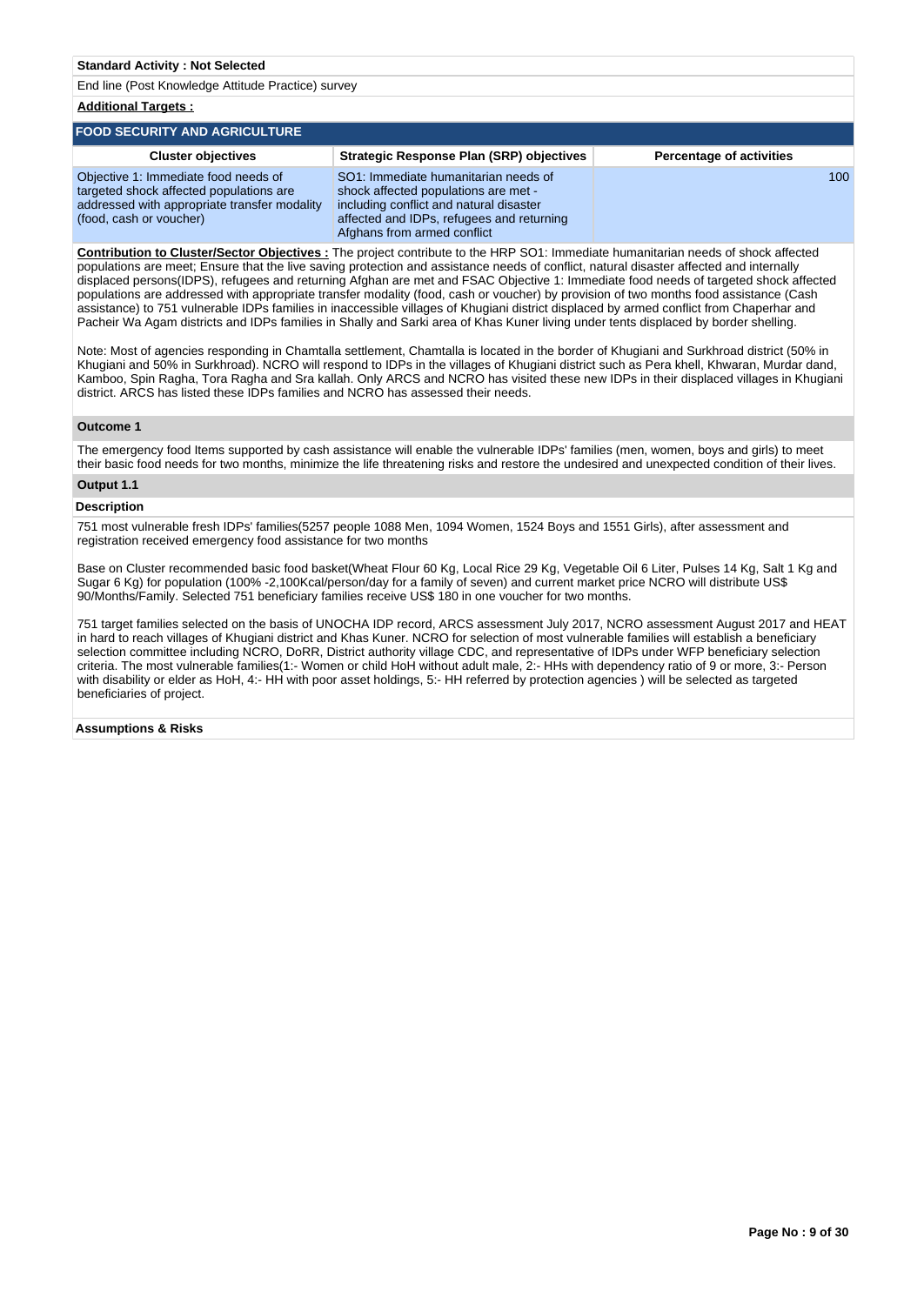**Standard Activity : Not Selected**

End line (Post Knowledge Attitude Practice) survey

**Additional Targets :**

## FOOD SECURITY AND AGRICULTURE

| Cluster objectives | Strategic Response Plan (SRP) objectives | Percentage of activities |
|---|---|---|
| Objective 1: Immediate food needs of targeted shock affected populations are addressed with appropriate transfer modality (food, cash or voucher) | SO1: Immediate humanitarian needs of shock affected populations are met - including conflict and natural disaster affected and IDPs, refugees and returning Afghans from armed conflict | 100 |

**Contribution to Cluster/Sector Objectives :** The project contribute to the HRP SO1: Immediate humanitarian needs of shock affected populations are meet; Ensure that the live saving protection and assistance needs of conflict, natural disaster affected and internally displaced persons(IDPS), refugees and returning Afghan are met and FSAC Objective 1: Immediate food needs of targeted shock affected populations are addressed with appropriate transfer modality (food, cash or voucher) by provision of two months food assistance (Cash assistance) to 751 vulnerable IDPs families in inaccessible villages of Khugiani district displaced by armed conflict from Chaperhar and Pacheir Wa Agam districts and IDPs families in Shally and Sarki area of Khas Kuner living under tents displaced by border shelling.

Note: Most of agencies responding in Chamtalla settlement, Chamtalla is located in the border of Khugiani and Surkhroad district (50% in Khugiani and 50% in Surkhroad). NCRO will respond to IDPs in the villages of Khugiani district such as Pera khell, Khwaran, Murdar dand, Kamboo, Spin Ragha, Tora Ragha and Sra kallah. Only ARCS and NCRO has visited these new IDPs in their displaced villages in Khugiani district. ARCS has listed these IDPs families and NCRO has assessed their needs.

**Outcome 1**

The emergency food Items supported by cash assistance will enable the vulnerable IDPs' families (men, women, boys and girls) to meet their basic food needs for two months, minimize the life threatening risks and restore the undesired and unexpected condition of their lives.

**Output 1.1**

**Description**

751 most vulnerable fresh IDPs' families(5257 people 1088 Men, 1094 Women, 1524 Boys and 1551 Girls), after assessment and registration received emergency food assistance for two months

Base on Cluster recommended basic food basket(Wheat Flour 60 Kg, Local Rice 29 Kg, Vegetable Oil 6 Liter, Pulses 14 Kg, Salt 1 Kg and Sugar 6 Kg) for population (100% -2,100Kcal/person/day for a family of seven) and current market price NCRO will distribute US$ 90/Months/Family. Selected 751 beneficiary families receive US$ 180 in one voucher for two months.

751 target families selected on the basis of UNOCHA IDP record, ARCS assessment July 2017, NCRO assessment August 2017 and HEAT in hard to reach villages of Khugiani district and Khas Kuner. NCRO for selection of most vulnerable families will establish a beneficiary selection committee including NCRO, DoRR, District authority village CDC, and representative of IDPs under WFP beneficiary selection criteria. The most vulnerable families(1:- Women or child HoH without adult male, 2:- HHs with dependency ratio of 9 or more, 3:- Person with disability or elder as HoH, 4:- HH with poor asset holdings, 5:- HH referred by protection agencies ) will be selected as targeted beneficiaries of project.

**Assumptions & Risks**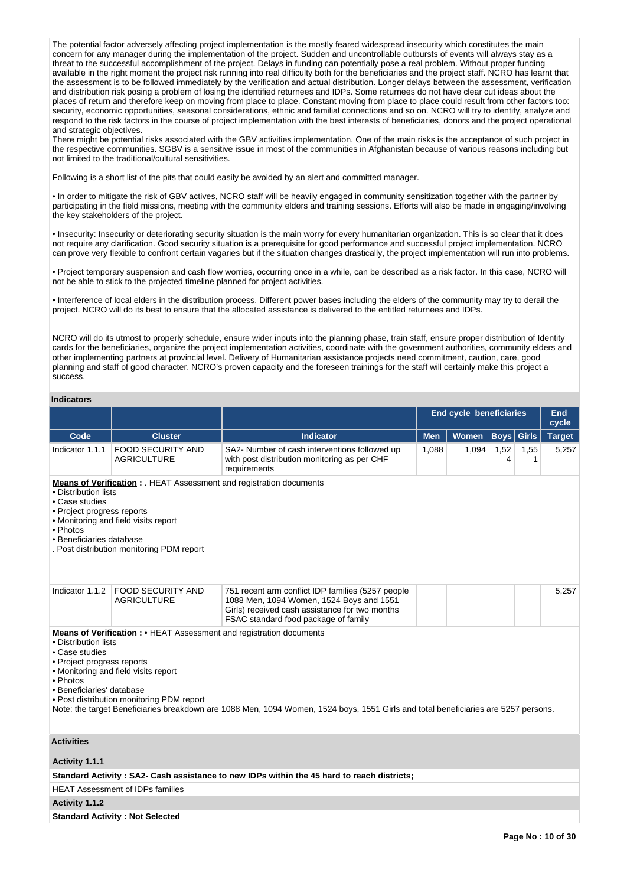The potential factor adversely affecting project implementation is the mostly feared widespread insecurity which constitutes the main concern for any manager during the implementation of the project. Sudden and uncontrollable outbursts of events will always stay as a threat to the successful accomplishment of the project. Delays in funding can potentially pose a real problem. Without proper funding available in the right moment the project risk running into real difficulty both for the beneficiaries and the project staff. NCRO has learnt that the assessment is to be followed immediately by the verification and actual distribution. Longer delays between the assessment, verification and distribution risk posing a problem of losing the identified returnees and IDPs. Some returnees do not have clear cut ideas about the places of return and therefore keep on moving from place to place. Constant moving from place to place could result from other factors too: security, economic opportunities, seasonal considerations, ethnic and familial connections and so on. NCRO will try to identify, analyze and respond to the risk factors in the course of project implementation with the best interests of beneficiaries, donors and the project operational and strategic objectives.
There might be potential risks associated with the GBV activities implementation. One of the main risks is the acceptance of such project in the respective communities. SGBV is a sensitive issue in most of the communities in Afghanistan because of various reasons including but not limited to the traditional/cultural sensitivities.

Following is a short list of the pits that could easily be avoided by an alert and committed manager.

• In order to mitigate the risk of GBV actives, NCRO staff will be heavily engaged in community sensitization together with the partner by participating in the field missions, meeting with the community elders and training sessions. Efforts will also be made in engaging/involving the key stakeholders of the project.

• Insecurity: Insecurity or deteriorating security situation is the main worry for every humanitarian organization. This is so clear that it does not require any clarification. Good security situation is a prerequisite for good performance and successful project implementation. NCRO can prove very flexible to confront certain vagaries but if the situation changes drastically, the project implementation will run into problems.

• Project temporary suspension and cash flow worries, occurring once in a while, can be described as a risk factor. In this case, NCRO will not be able to stick to the projected timeline planned for project activities.

• Interference of local elders in the distribution process. Different power bases including the elders of the community may try to derail the project. NCRO will do its best to ensure that the allocated assistance is delivered to the entitled returnees and IDPs.

NCRO will do its utmost to properly schedule, ensure wider inputs into the planning phase, train staff, ensure proper distribution of Identity cards for the beneficiaries, organize the project implementation activities, coordinate with the government authorities, community elders and other implementing partners at provincial level. Delivery of Humanitarian assistance projects need commitment, caution, care, good planning and staff of good character. NCRO's proven capacity and the foreseen trainings for the staff will certainly make this project a success.

## Indicators

| | | | End cycle beneficiaries | | | | End cycle |
|---|---|---|---|---|---|---|---|
| Code | Cluster | Indicator | Men | Women | Boys | Girls | Target |
| Indicator 1.1.1 | FOOD SECURITY AND AGRICULTURE | SA2- Number of cash interventions followed up with post distribution monitoring as per CHF requirements | 1,088 | 1,094 | 1,524 | 1,551 | 5,257 |

**Means of Verification :** . HEAT Assessment and registration documents
• Distribution lists
• Case studies
• Project progress reports
• Monitoring and field visits report
• Photos
• Beneficiaries database
. Post distribution monitoring PDM report

| Code | Cluster | Indicator | Men | Women | Boys | Girls | Target |
|---|---|---|---|---|---|---|---|
| Indicator 1.1.2 | FOOD SECURITY AND AGRICULTURE | 751 recent arm conflict IDP families (5257 people 1088 Men, 1094 Women, 1524 Boys and 1551 Girls) received cash assistance for two months FSAC standard food package of family | | | | | 5,257 |

**Means of Verification :** • HEAT Assessment and registration documents
• Distribution lists
• Case studies
• Project progress reports
• Monitoring and field visits report
• Photos
• Beneficiaries' database
• Post distribution monitoring PDM report
Note: the target Beneficiaries breakdown are 1088 Men, 1094 Women, 1524 boys, 1551 Girls and total beneficiaries are 5257 persons.

## Activities

**Activity 1.1.1**

**Standard Activity : SA2- Cash assistance to new IDPs within the 45 hard to reach districts;**

HEAT Assessment of IDPs families

**Activity 1.1.2**

**Standard Activity : Not Selected**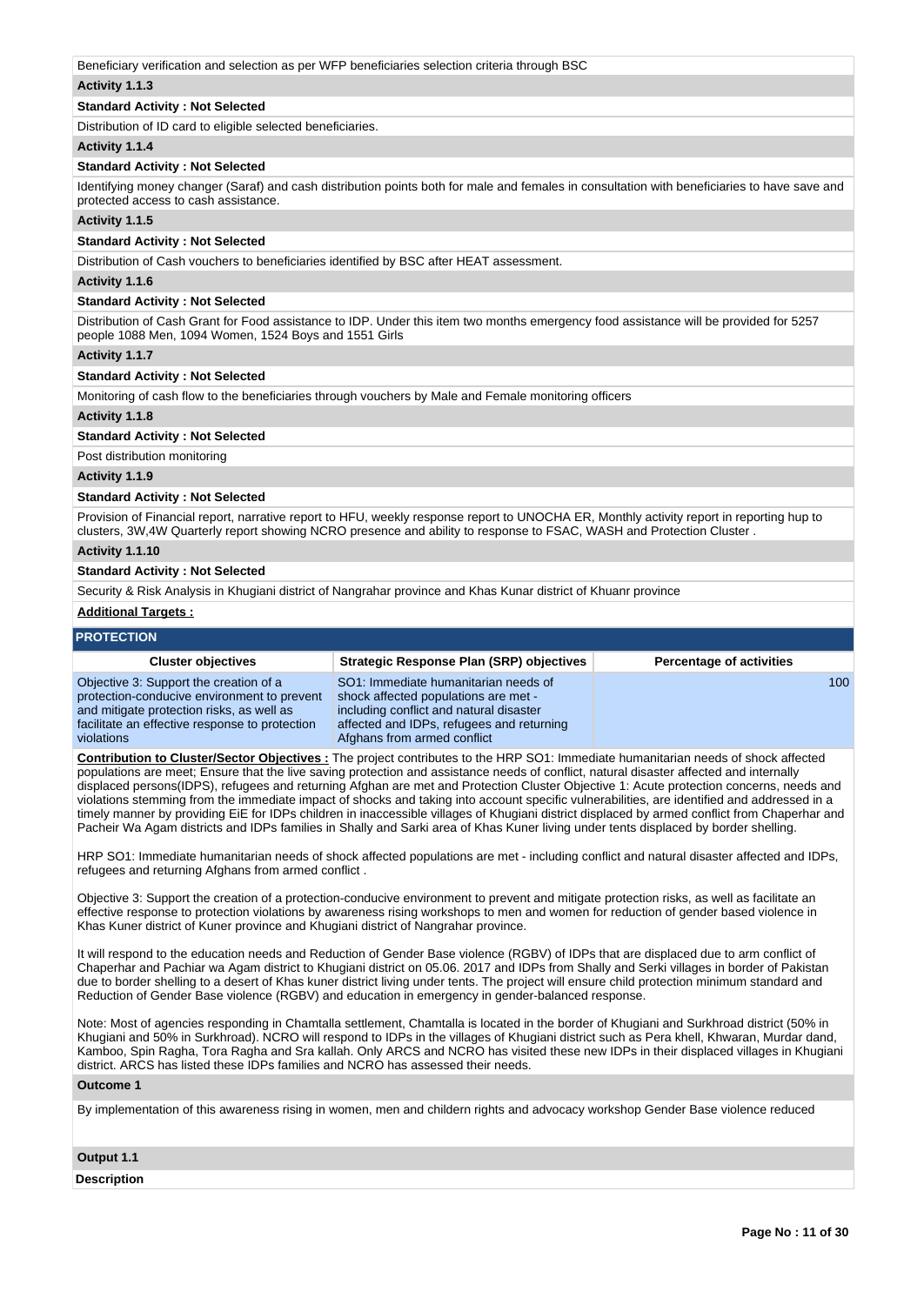Beneficiary verification and selection as per WFP beneficiaries selection criteria through BSC

**Activity 1.1.3**

**Standard Activity : Not Selected**

Distribution of ID card to eligible selected beneficiaries.

**Activity 1.1.4**

**Standard Activity : Not Selected**

Identifying money changer (Saraf) and cash distribution points both for male and females in consultation with beneficiaries to have save and protected access to cash assistance.

**Activity 1.1.5**

**Standard Activity : Not Selected**

Distribution of Cash vouchers to beneficiaries identified by BSC after HEAT assessment.

**Activity 1.1.6**

**Standard Activity : Not Selected**

Distribution of Cash Grant for Food assistance to IDP. Under this item two months emergency food assistance will be provided for 5257 people 1088 Men, 1094 Women, 1524 Boys and 1551 Girls

**Activity 1.1.7**

**Standard Activity : Not Selected**

Monitoring of cash flow to the beneficiaries through vouchers by Male and Female monitoring officers

**Activity 1.1.8**

**Standard Activity : Not Selected**

Post distribution monitoring

**Activity 1.1.9**

**Standard Activity : Not Selected**

Provision of Financial report, narrative report to HFU, weekly response report to UNOCHA ER, Monthly activity report in reporting hup to clusters, 3W,4W Quarterly report showing NCRO presence and ability to response to FSAC, WASH and Protection Cluster .

**Activity 1.1.10**

**Standard Activity : Not Selected**

Security & Risk Analysis in Khugiani district of Nangrahar province and Khas Kunar district of Khuanr province

**Additional Targets :**

## PROTECTION

| Cluster objectives | Strategic Response Plan (SRP) objectives | Percentage of activities |
|---|---|---|
| Objective 3: Support the creation of a protection-conducive environment to prevent and mitigate protection risks, as well as to facilitate an effective response to protection violations | SO1: Immediate humanitarian needs of shock affected populations are met - including conflict and natural disaster affected and IDPs, refugees and returning Afghans from armed conflict | 100 |

**Contribution to Cluster/Sector Objectives :** The project contributes to the HRP SO1: Immediate humanitarian needs of shock affected populations are meet; Ensure that the live saving protection and assistance needs of conflict, natural disaster affected and internally displaced persons(IDPS), refugees and returning Afghan are met and Protection Cluster Objective 1: Acute protection concerns, needs and violations stemming from the immediate impact of shocks and taking into account specific vulnerabilities, are identified and addressed in a timely manner by providing EiE for IDPs children in inaccessible villages of Khugiani district displaced by armed conflict from Chaperhar and Pacheir Wa Agam districts and IDPs families in Shally and Sarki area of Khas Kuner living under tents displaced by border shelling.

HRP SO1: Immediate humanitarian needs of shock affected populations are met - including conflict and natural disaster affected and IDPs, refugees and returning Afghans from armed conflict .

Objective 3: Support the creation of a protection-conducive environment to prevent and mitigate protection risks, as well as facilitate an effective response to protection violations by awareness rising workshops to men and women for reduction of gender based violence in Khas Kuner district of Kuner province and Khugiani district of Nangrahar province.

It will respond to the education needs and Reduction of Gender Base violence (RGBV) of IDPs that are displaced due to arm conflict of Chaperhar and Pachiar wa Agam district to Khugiani district on 05.06. 2017 and IDPs from Shally and Serki villages in border of Pakistan due to border shelling to a desert of Khas kuner district living under tents. The project will ensure child protection minimum standard and Reduction of Gender Base violence (RGBV) and education in emergency in gender-balanced response.

Note: Most of agencies responding in Chamtalla settlement, Chamtalla is located in the border of Khugiani and Surkhroad district (50% in Khugiani and 50% in Surkhroad). NCRO will respond to IDPs in the villages of Khugiani district such as Pera khell, Khwaran, Murdar dand, Kamboo, Spin Ragha, Tora Ragha and Sra kallah. Only ARCS and NCRO has visited these new IDPs in their displaced villages in Khugiani district. ARCS has listed these IDPs families and NCRO has assessed their needs.

**Outcome 1**

By implementation of this awareness rising in women, men and childern rights and advocacy workshop Gender Base violence reduced

**Output 1.1**

**Description**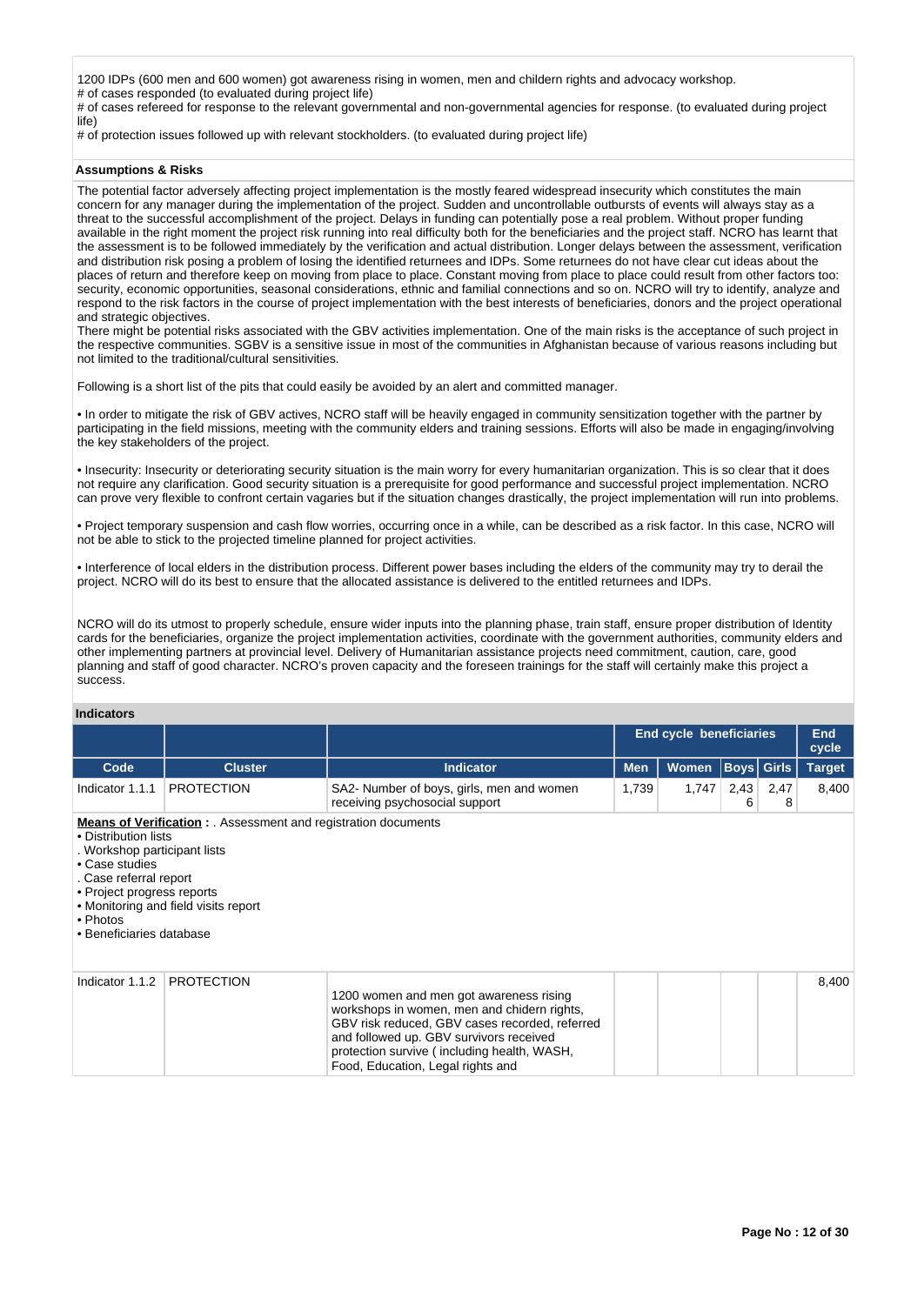1200 IDPs (600 men and 600 women) got awareness rising in women, men and childern rights and advocacy workshop.
# of cases responded (to evaluated during project life)
# of cases refereed for response to the relevant governmental and non-governmental agencies for response. (to evaluated during project life)
# of protection issues followed up with relevant stockholders. (to evaluated during project life)

### Assumptions & Risks

The potential factor adversely affecting project implementation is the mostly feared widespread insecurity which constitutes the main concern for any manager during the implementation of the project. Sudden and uncontrollable outbursts of events will always stay as a threat to the successful accomplishment of the project. Delays in funding can potentially pose a real problem. Without proper funding available in the right moment the project risk running into real difficulty both for the beneficiaries and the project staff. NCRO has learnt that the assessment is to be followed immediately by the verification and actual distribution. Longer delays between the assessment, verification and distribution risk posing a problem of losing the identified returnees and IDPs. Some returnees do not have clear cut ideas about the places of return and therefore keep on moving from place to place. Constant moving from place to place could result from other factors too: security, economic opportunities, seasonal considerations, ethnic and familial connections and so on. NCRO will try to identify, analyze and respond to the risk factors in the course of project implementation with the best interests of beneficiaries, donors and the project operational and strategic objectives.
There might be potential risks associated with the GBV activities implementation. One of the main risks is the acceptance of such project in the respective communities. SGBV is a sensitive issue in most of the communities in Afghanistan because of various reasons including but not limited to the traditional/cultural sensitivities.

Following is a short list of the pits that could easily be avoided by an alert and committed manager.

• In order to mitigate the risk of GBV actives, NCRO staff will be heavily engaged in community sensitization together with the partner by participating in the field missions, meeting with the community elders and training sessions. Efforts will also be made in engaging/involving the key stakeholders of the project.

• Insecurity: Insecurity or deteriorating security situation is the main worry for every humanitarian organization. This is so clear that it does not require any clarification. Good security situation is a prerequisite for good performance and successful project implementation. NCRO can prove very flexible to confront certain vagaries but if the situation changes drastically, the project implementation will run into problems.

• Project temporary suspension and cash flow worries, occurring once in a while, can be described as a risk factor. In this case, NCRO will not be able to stick to the projected timeline planned for project activities.

• Interference of local elders in the distribution process. Different power bases including the elders of the community may try to derail the project. NCRO will do its best to ensure that the allocated assistance is delivered to the entitled returnees and IDPs.

NCRO will do its utmost to properly schedule, ensure wider inputs into the planning phase, train staff, ensure proper distribution of Identity cards for the beneficiaries, organize the project implementation activities, coordinate with the government authorities, community elders and other implementing partners at provincial level. Delivery of Humanitarian assistance projects need commitment, caution, care, good planning and staff of good character. NCRO's proven capacity and the foreseen trainings for the staff will certainly make this project a success.

### Indicators

| | | | End cycle beneficiaries | | | | End cycle |
|---|---|---|---|---|---|---|---|
| **Code** | **Cluster** | **Indicator** | **Men** | **Women** | **Boys** | **Girls** | **Target** |
| Indicator 1.1.1 | PROTECTION | SA2- Number of boys, girls, men and women receiving psychosocial support | 1,739 | 1,747 | 2,436 | 2,478 | 8,400 |

**Means of Verification :** . Assessment and registration documents
• Distribution lists
. Workshop participant lists
• Case studies
. Case referral report
• Project progress reports
• Monitoring and field visits report
• Photos
• Beneficiaries database

| | | | | | | | |
|---|---|---|---|---|---|---|---|
| Indicator 1.1.2 | PROTECTION | 1200 women and men got awareness rising workshops in women, men and chidern rights, GBV risk reduced, GBV cases recorded, referred and followed up. GBV survivors received protection survive ( including health, WASH, Food, Education, Legal rights and | | | | | 8,400 |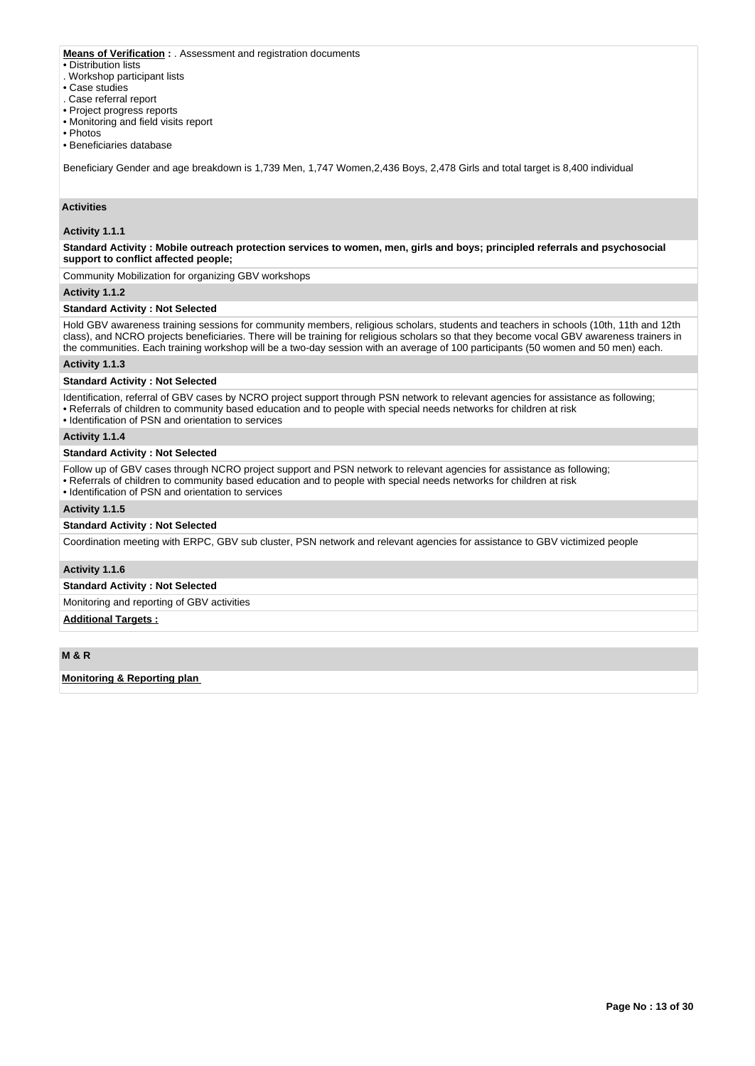**Means of Verification :** . Assessment and registration documents
• Distribution lists
. Workshop participant lists
• Case studies
. Case referral report
• Project progress reports
• Monitoring and field visits report
• Photos
• Beneficiaries database

Beneficiary Gender and age breakdown is 1,739 Men, 1,747 Women,2,436 Boys, 2,478 Girls and total target is 8,400 individual

### Activities

#### Activity 1.1.1

**Standard Activity : Mobile outreach protection services to women, men, girls and boys; principled referrals and psychosocial support to conflict affected people;**

Community Mobilization for organizing GBV workshops

#### Activity 1.1.2

**Standard Activity : Not Selected**

Hold GBV awareness training sessions for community members, religious scholars, students and teachers in schools (10th, 11th and 12th class), and NCRO projects beneficiaries. There will be training for religious scholars so that they become vocal GBV awareness trainers in the communities. Each training workshop will be a two-day session with an average of 100 participants (50 women and 50 men) each.

#### Activity 1.1.3

**Standard Activity : Not Selected**

Identification, referral of GBV cases by NCRO project support through PSN network to relevant agencies for assistance as following;
• Referrals of children to community based education and to people with special needs networks for children at risk
• Identification of PSN and orientation to services

#### Activity 1.1.4

**Standard Activity : Not Selected**

Follow up of GBV cases through NCRO project support and PSN network to relevant agencies for assistance as following;
• Referrals of children to community based education and to people with special needs networks for children at risk
• Identification of PSN and orientation to services

#### Activity 1.1.5

**Standard Activity : Not Selected**

Coordination meeting with ERPC, GBV sub cluster, PSN network and relevant agencies for assistance to GBV victimized people

#### Activity 1.1.6

**Standard Activity : Not Selected**

Monitoring and reporting of GBV activities

**Additional Targets :**

### M & R

**Monitoring & Reporting plan**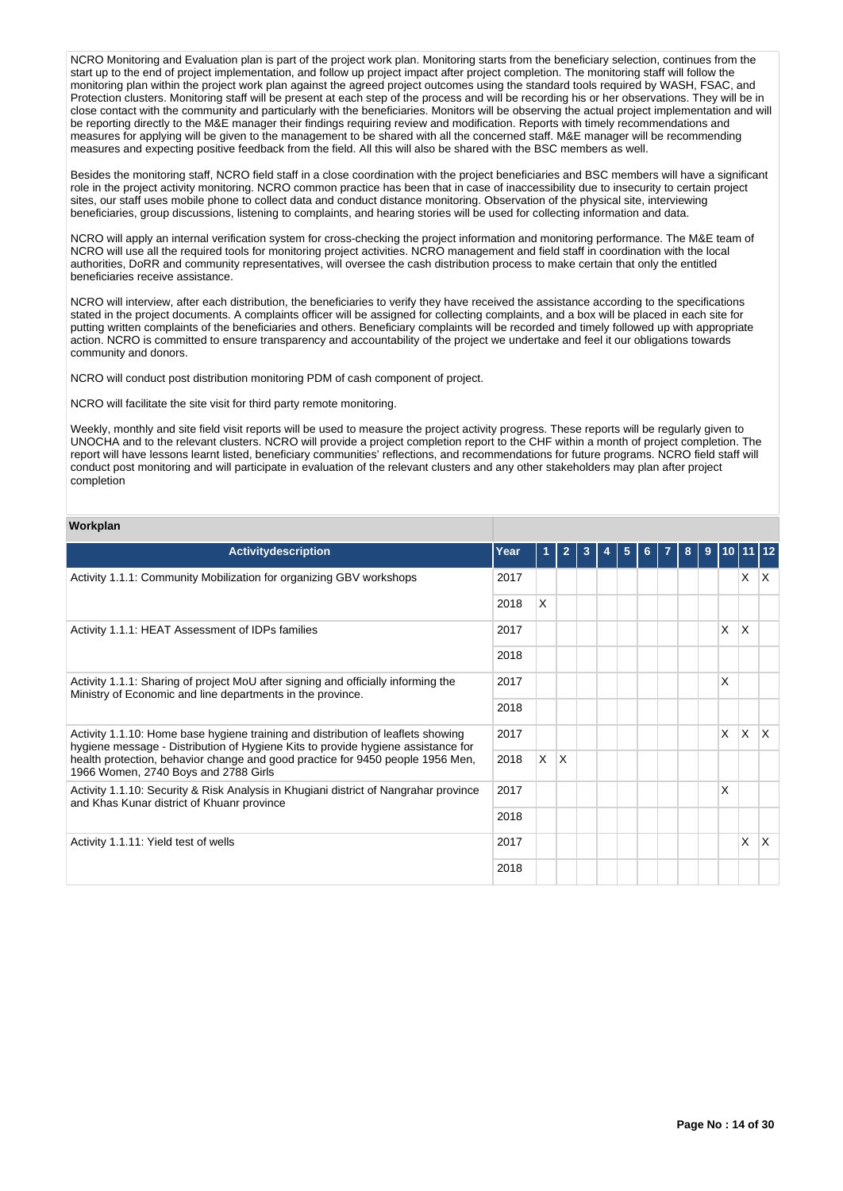NCRO Monitoring and Evaluation plan is part of the project work plan. Monitoring starts from the beneficiary selection, continues from the start up to the end of project implementation, and follow up project impact after project completion. The monitoring staff will follow the monitoring plan within the project work plan against the agreed project outcomes using the standard tools required by WASH, FSAC, and Protection clusters. Monitoring staff will be present at each step of the process and will be recording his or her observations. They will be in close contact with the community and particularly with the beneficiaries. Monitors will be observing the actual project implementation and will be reporting directly to the M&E manager their findings requiring review and modification. Reports with timely recommendations and measures for applying will be given to the management to be shared with all the concerned staff. M&E manager will be recommending measures and expecting positive feedback from the field. All this will also be shared with the BSC members as well.

Besides the monitoring staff, NCRO field staff in a close coordination with the project beneficiaries and BSC members will have a significant role in the project activity monitoring. NCRO common practice has been that in case of inaccessibility due to insecurity to certain project sites, our staff uses mobile phone to collect data and conduct distance monitoring. Observation of the physical site, interviewing beneficiaries, group discussions, listening to complaints, and hearing stories will be used for collecting information and data.

NCRO will apply an internal verification system for cross-checking the project information and monitoring performance. The M&E team of NCRO will use all the required tools for monitoring project activities. NCRO management and field staff in coordination with the local authorities, DoRR and community representatives, will oversee the cash distribution process to make certain that only the entitled beneficiaries receive assistance.

NCRO will interview, after each distribution, the beneficiaries to verify they have received the assistance according to the specifications stated in the project documents. A complaints officer will be assigned for collecting complaints, and a box will be placed in each site for putting written complaints of the beneficiaries and others. Beneficiary complaints will be recorded and timely followed up with appropriate action. NCRO is committed to ensure transparency and accountability of the project we undertake and feel it our obligations towards community and donors.

NCRO will conduct post distribution monitoring PDM of cash component of project.

NCRO will facilitate the site visit for third party remote monitoring.

Weekly, monthly and site field visit reports will be used to measure the project activity progress. These reports will be regularly given to UNOCHA and to the relevant clusters. NCRO will provide a project completion report to the CHF within a month of project completion. The report will have lessons learnt listed, beneficiary communities' reflections, and recommendations for future programs. NCRO field staff will conduct post monitoring and will participate in evaluation of the relevant clusters and any other stakeholders may plan after project completion

**Workplan**

| Activitydescription | Year | 1 | 2 | 3 | 4 | 5 | 6 | 7 | 8 | 9 | 10 | 11 | 12 |
|---|---|---|---|---|---|---|---|---|---|---|---|---|---|
| Activity 1.1.1: Community Mobilization for organizing GBV workshops | 2017 | | | | | | | | | | | X | X |
| | 2018 | X | | | | | | | | | | | |
| Activity 1.1.1: HEAT Assessment of IDPs families | 2017 | | | | | | | | | | X | X | |
| | 2018 | | | | | | | | | | | | |
| Activity 1.1.1: Sharing of project MoU after signing and officially informing the Ministry of Economic and line departments in the province. | 2017 | | | | | | | | | | X | | |
| | 2018 | | | | | | | | | | | | |
| Activity 1.1.10: Home base hygiene training and distribution of leaflets showing hygiene message - Distribution of Hygiene Kits to provide hygiene assistance for health protection, behavior change and good practice for 9450 people 1956 Men, 1966 Women, 2740 Boys and 2788 Girls | 2017 | | | | | | | | | | X | X | X |
| | 2018 | X | X | | | | | | | | | | |
| Activity 1.1.10: Security & Risk Analysis in Khugiani district of Nangrahar province and Khas Kunar district of Khuanr province | 2017 | | | | | | | | | | X | | |
| | 2018 | | | | | | | | | | | | |
| Activity 1.1.11: Yield test of wells | 2017 | | | | | | | | | | | X | X |
| | 2018 | | | | | | | | | | | | |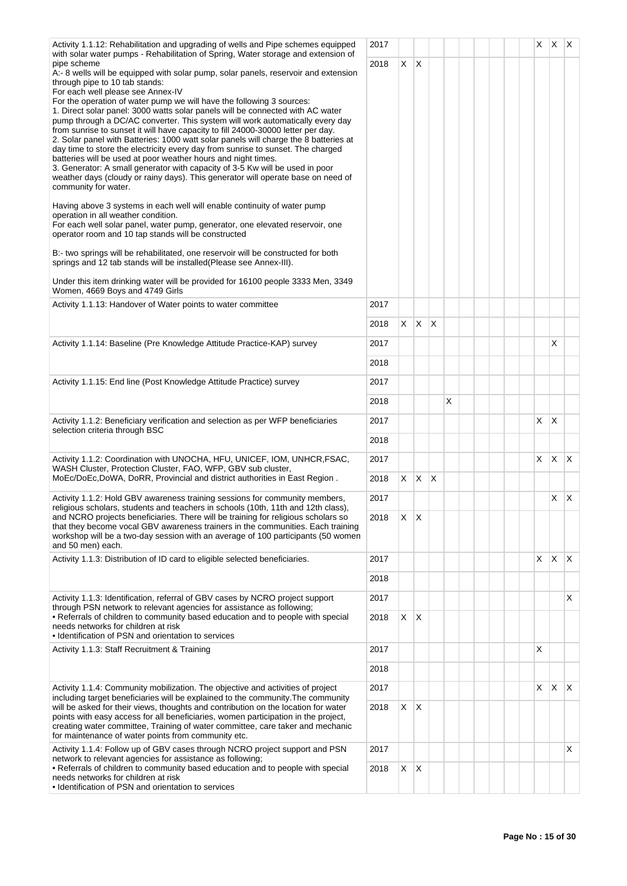| Activity | Year | 1 | 2 | 3 | 4 | 5 | 6 | 7 | 8 | 9 | 10 | 11 | 12 |
|---|---|---|---|---|---|---|---|---|---|---|---|---|---|
| Activity 1.1.12: Rehabilitation and upgrading of wells and Pipe schemes equipped with solar water pumps - Rehabilitation of Spring, Water storage and extension of pipe scheme<br>A:- 8 wells will be equipped with solar pump, solar panels, reservoir and extension through pipe to 10 tab stands:<br>For each well please see Annex-IV<br>For the operation of water pump we will have the following 3 sources:<br>1. Direct solar panel: 3000 watts solar panels will be connected with AC water pump through a DC/AC converter. This system will work automatically every day from sunrise to sunset it will have capacity to fill 24000-30000 letter per day.<br>2. Solar panel with Batteries: 1000 watt solar panels will charge the 8 batteries at day time to store the electricity every day from sunrise to sunset. The charged batteries will be used at poor weather hours and night times.<br>3. Generator: A small generator with capacity of 3-5 Kw will be used in poor weather days (cloudy or rainy days). This generator will operate base on need of community for water.<br><br>Having above 3 systems in each well will enable continuity of water pump operation in all weather condition.<br>For each well solar panel, water pump, generator, one elevated reservoir, one operator room and 10 tap stands will be constructed<br><br>B:- two springs will be rehabilitated, one reservoir will be constructed for both springs and 12 tab stands will be installed(Please see Annex-III).<br><br>Under this item drinking water will be provided for 16100 people 3333 Men, 3349 Women, 4669 Boys and 4749 Girls | 2017 | | | | | | | | | | X | X | X |
| | 2018 | X | X | | | | | | | | | | |
| Activity 1.1.13: Handover of Water points to water committee | 2017 | | | | | | | | | | | | |
| | 2018 | X | X | X | | | | | | | | | |
| Activity 1.1.14: Baseline (Pre Knowledge Attitude Practice-KAP) survey | 2017 | | | | | | | | | | | X | |
| | 2018 | | | | | | | | | | | | |
| Activity 1.1.15: End line (Post Knowledge Attitude Practice) survey | 2017 | | | | | | | | | | | | |
| | 2018 | | | | | X | | | | | | | |
| Activity 1.1.2: Beneficiary verification and selection as per WFP beneficiaries selection criteria through BSC | 2017 | | | | | | | | | | X | X | |
| | 2018 | | | | | | | | | | | | |
| Activity 1.1.2: Coordination with UNOCHA, HFU, UNICEF, IOM, UNHCR,FSAC, WASH Cluster, Protection Cluster, FAO, WFP, GBV sub cluster, MoEc/DoEc,DoWA, DoRR, Provincial and district authorities in East Region . | 2017 | | | | | | | | | | X | X | X |
| | 2018 | X | X | X | | | | | | | | | |
| Activity 1.1.2: Hold GBV awareness training sessions for community members, religious scholars, students and teachers in schools (10th, 11th and 12th class), and NCRO projects beneficiaries. There will be training for religious scholars so that they become vocal GBV awareness trainers in the communities. Each training workshop will be a two-day session with an average of 100 participants (50 women and 50 men) each. | 2017 | | | | | | | | | | | X | X |
| | 2018 | X | X | | | | | | | | | | |
| Activity 1.1.3: Distribution of ID card to eligible selected beneficiaries. | 2017 | | | | | | | | | | X | X | X |
| | 2018 | | | | | | | | | | | | |
| Activity 1.1.3: Identification, referral of GBV cases by NCRO project support through PSN network to relevant agencies for assistance as following;<br>• Referrals of children to community based education and to people with special needs networks for children at risk<br>• Identification of PSN and orientation to services | 2017 | | | | | | | | | | | | X |
| | 2018 | X | X | | | | | | | | | | |
| Activity 1.1.3: Staff Recruitment & Training | 2017 | | | | | | | | | | X | | |
| | 2018 | | | | | | | | | | | | |
| Activity 1.1.4: Community mobilization. The objective and activities of project including target beneficiaries will be explained to the community.The community will be asked for their views, thoughts and contribution on the location for water points with easy access for all beneficiaries, women participation in the project, creating water committee, Training of water committee, care taker and mechanic for maintenance of water points from community etc. | 2017 | | | | | | | | | | X | X | X |
| | 2018 | X | X | | | | | | | | | | |
| Activity 1.1.4: Follow up of GBV cases through NCRO project support and PSN network to relevant agencies for assistance as following;<br>• Referrals of children to community based education and to people with special needs networks for children at risk<br>• Identification of PSN and orientation to services | 2017 | | | | | | | | | | | | X |
| | 2018 | X | X | | | | | | | | | | |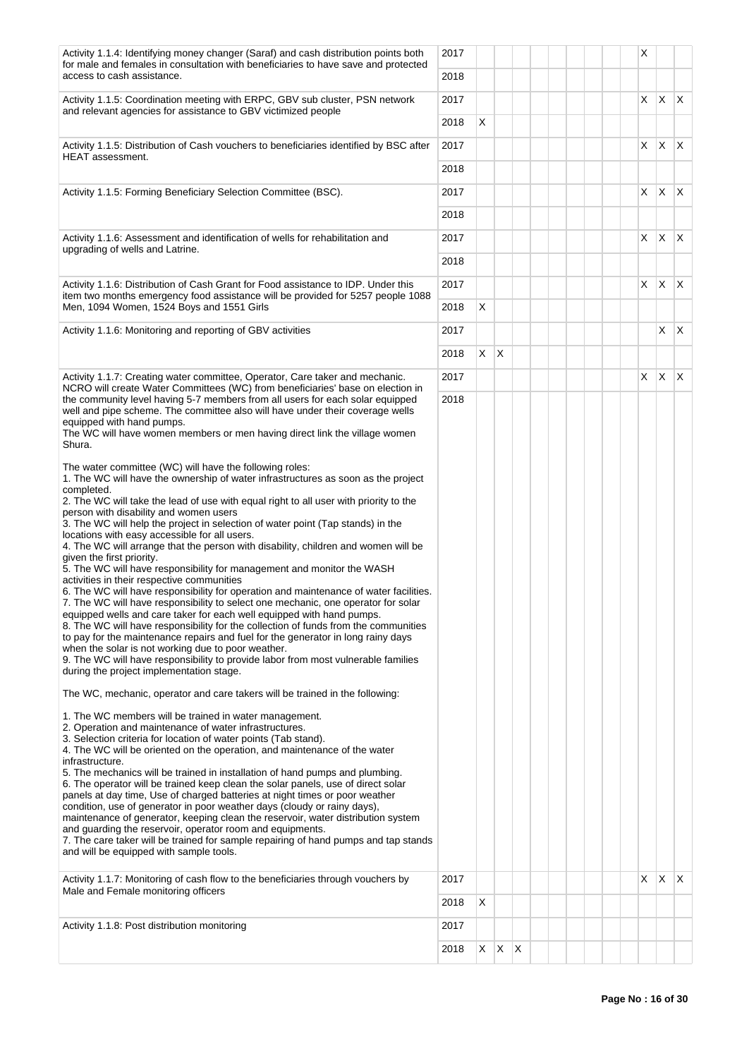| | | | | | | | | | | | | | |
|---|---|---|---|---|---|---|---|---|---|---|---|---|---|
| Activity 1.1.4: Identifying money changer (Saraf) and cash distribution points both for male and females in consultation with beneficiaries to have save and protected access to cash assistance. | 2017 | | | | | | | | | | X | | |
| | 2018 | | | | | | | | | | | | |
| Activity 1.1.5: Coordination meeting with ERPC, GBV sub cluster, PSN network and relevant agencies for assistance to GBV victimized people | 2017 | | | | | | | | | | X | X | X |
| | 2018 | X | | | | | | | | | | | |
| Activity 1.1.5: Distribution of Cash vouchers to beneficiaries identified by BSC after HEAT assessment. | 2017 | | | | | | | | | | X | X | X |
| | 2018 | | | | | | | | | | | | |
| Activity 1.1.5: Forming Beneficiary Selection Committee (BSC). | 2017 | | | | | | | | | | X | X | X |
| | 2018 | | | | | | | | | | | | |
| Activity 1.1.6: Assessment and identification of wells for rehabilitation and upgrading of wells and Latrine. | 2017 | | | | | | | | | | X | X | X |
| | 2018 | | | | | | | | | | | | |
| Activity 1.1.6: Distribution of Cash Grant for Food assistance to IDP. Under this item two months emergency food assistance will be provided for 5257 people 1088 Men, 1094 Women, 1524 Boys and 1551 Girls | 2017 | | | | | | | | | | X | X | X |
| | 2018 | X | | | | | | | | | | | |
| Activity 1.1.6: Monitoring and reporting of GBV activities | 2017 | | | | | | | | | | | X | X |
| | 2018 | X | X | | | | | | | | | | |
| Activity 1.1.7: Creating water committee, Operator, Care taker and mechanic. NCRO will create Water Committees (WC) from beneficiaries' base on election in the community level having 5-7 members from all users for each solar equipped well and pipe scheme. The committee also will have under their coverage wells equipped with hand pumps.<br>The WC will have women members or men having direct link the village women Shura.<br><br>The water committee (WC) will have the following roles:<br>1. The WC will have the ownership of water infrastructures as soon as the project completed.<br>2. The WC will take the lead of use with equal right to all user with priority to the person with disability and women users<br>3. The WC will help the project in selection of water point (Tap stands) in the locations with easy accessible for all users.<br>4. The WC will arrange that the person with disability, children and women will be given the first priority.<br>5. The WC will have responsibility for management and monitor the WASH activities in their respective communities<br>6. The WC will have responsibility for operation and maintenance of water facilities.<br>7. The WC will have responsibility to select one mechanic, one operator for solar equipped wells and care taker for each well equipped with hand pumps.<br>8. The WC will have responsibility for the collection of funds from the communities to pay for the maintenance repairs and fuel for the generator in long rainy days when the solar is not working due to poor weather.<br>9. The WC will have responsibility to provide labor from most vulnerable families during the project implementation stage.<br><br>The WC, mechanic, operator and care takers will be trained in the following:<br><br>1. The WC members will be trained in water management.<br>2. Operation and maintenance of water infrastructures.<br>3. Selection criteria for location of water points (Tab stand).<br>4. The WC will be oriented on the operation, and maintenance of the water infrastructure.<br>5. The mechanics will be trained in installation of hand pumps and plumbing.<br>6. The operator will be trained keep clean the solar panels, use of direct solar panels at day time, Use of charged batteries at night times or poor weather condition, use of generator in poor weather days (cloudy or rainy days), maintenance of generator, keeping clean the reservoir, water distribution system and guarding the reservoir, operator room and equipments.<br>7. The care taker will be trained for sample repairing of hand pumps and tap stands and will be equipped with sample tools. | 2017 | | | | | | | | | | X | X | X |
| | 2018 | | | | | | | | | | | | |
| Activity 1.1.7: Monitoring of cash flow to the beneficiaries through vouchers by Male and Female monitoring officers | 2017 | | | | | | | | | | X | X | X |
| | 2018 | X | | | | | | | | | | | |
| Activity 1.1.8: Post distribution monitoring | 2017 | | | | | | | | | | | | |
| | 2018 | X | X | X | | | | | | | | | |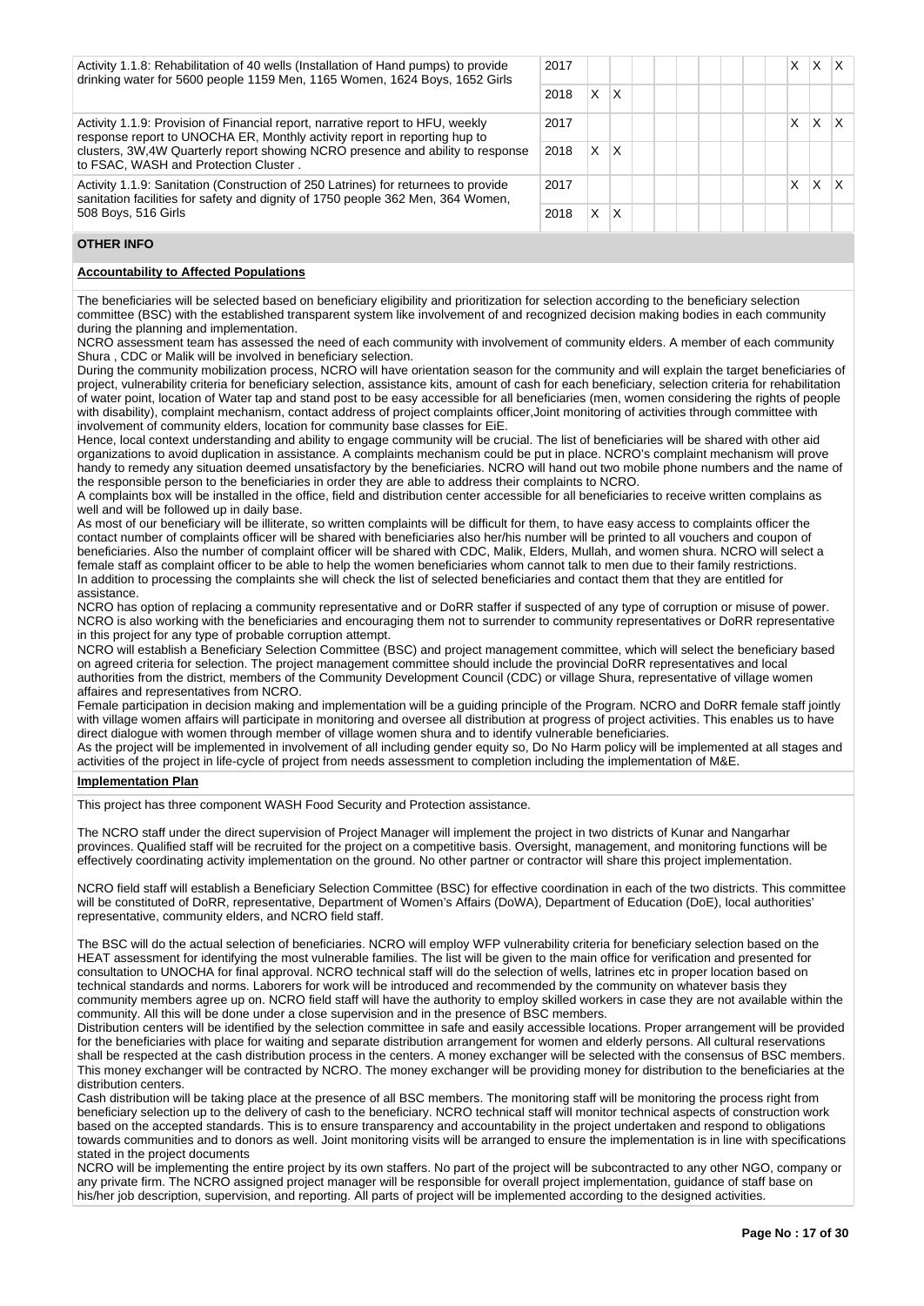| Activity | Year | 1 | 2 | 3 | 4 | 5 | 6 | 7 | 8 | 9 | 10 | 11 | 12 |
|---|---|---|---|---|---|---|---|---|---|---|---|---|---|
| Activity 1.1.8: Rehabilitation of 40 wells (Installation of Hand pumps) to provide drinking water for 5600 people 1159 Men, 1165 Women, 1624 Boys, 1652 Girls | 2017 | | | | | | | | | | X | X | X |
| | 2018 | X | X | | | | | | | | | | |
| Activity 1.1.9: Provision of Financial report, narrative report to HFU, weekly response report to UNOCHA ER, Monthly activity report in reporting hup to clusters, 3W,4W Quarterly report showing NCRO presence and ability to response to FSAC, WASH and Protection Cluster . | 2017 | | | | | | | | | | X | X | X |
| | 2018 | X | X | | | | | | | | | | |
| Activity 1.1.9: Sanitation (Construction of 250 Latrines) for returnees to provide sanitation facilities for safety and dignity of 1750 people 362 Men, 364 Women, 508 Boys, 516 Girls | 2017 | | | | | | | | | | X | X | X |
| | 2018 | X | X | | | | | | | | | | |

## OTHER INFO

### Accountability to Affected Populations

The beneficiaries will be selected based on beneficiary eligibility and prioritization for selection according to the beneficiary selection committee (BSC) with the established transparent system like involvement of and recognized decision making bodies in each community during the planning and implementation.
NCRO assessment team has assessed the need of each community with involvement of community elders. A member of each community Shura , CDC or Malik will be involved in beneficiary selection.
During the community mobilization process, NCRO will have orientation season for the community and will explain the target beneficiaries of project, vulnerability criteria for beneficiary selection, assistance kits, amount of cash for each beneficiary, selection criteria for rehabilitation of water point, location of Water tap and stand post to be easy accessible for all beneficiaries (men, women considering the rights of people with disability), complaint mechanism, contact address of project complaints officer,Joint monitoring of activities through committee with involvement of community elders, location for community base classes for EiE.
Hence, local context understanding and ability to engage community will be crucial. The list of beneficiaries will be shared with other aid organizations to avoid duplication in assistance. A complaints mechanism could be put in place. NCRO's complaint mechanism will prove handy to remedy any situation deemed unsatisfactory by the beneficiaries. NCRO will hand out two mobile phone numbers and the name of the responsible person to the beneficiaries in order they are able to address their complaints to NCRO.
A complaints box will be installed in the office, field and distribution center accessible for all beneficiaries to receive written complains as well and will be followed up in daily base.
As most of our beneficiary will be illiterate, so written complaints will be difficult for them, to have easy access to complaints officer the contact number of complaints officer will be shared with beneficiaries also her/his number will be printed to all vouchers and coupon of beneficiaries. Also the number of complaint officer will be shared with CDC, Malik, Elders, Mullah, and women shura. NCRO will select a female staff as complaint officer to be able to help the women beneficiaries whom cannot talk to men due to their family restrictions. In addition to processing the complaints she will check the list of selected beneficiaries and contact them that they are entitled for assistance.
NCRO has option of replacing a community representative and or DoRR staffer if suspected of any type of corruption or misuse of power. NCRO is also working with the beneficiaries and encouraging them not to surrender to community representatives or DoRR representative in this project for any type of probable corruption attempt.
NCRO will establish a Beneficiary Selection Committee (BSC) and project management committee, which will select the beneficiary based on agreed criteria for selection. The project management committee should include the provincial DoRR representatives and local authorities from the district, members of the Community Development Council (CDC) or village Shura, representative of village women affaires and representatives from NCRO.
Female participation in decision making and implementation will be a guiding principle of the Program. NCRO and DoRR female staff jointly with village women affairs will participate in monitoring and oversee all distribution at progress of project activities. This enables us to have direct dialogue with women through member of village women shura and to identify vulnerable beneficiaries.
As the project will be implemented in involvement of all including gender equity so, Do No Harm policy will be implemented at all stages and activities of the project in life-cycle of project from needs assessment to completion including the implementation of M&E.

### Implementation Plan

This project has three component WASH Food Security and Protection assistance.

The NCRO staff under the direct supervision of Project Manager will implement the project in two districts of Kunar and Nangarhar provinces. Qualified staff will be recruited for the project on a competitive basis. Oversight, management, and monitoring functions will be effectively coordinating activity implementation on the ground. No other partner or contractor will share this project implementation.

NCRO field staff will establish a Beneficiary Selection Committee (BSC) for effective coordination in each of the two districts. This committee will be constituted of DoRR, representative, Department of Women's Affairs (DoWA), Department of Education (DoE), local authorities' representative, community elders, and NCRO field staff.

The BSC will do the actual selection of beneficiaries. NCRO will employ WFP vulnerability criteria for beneficiary selection based on the HEAT assessment for identifying the most vulnerable families. The list will be given to the main office for verification and presented for consultation to UNOCHA for final approval. NCRO technical staff will do the selection of wells, latrines etc in proper location based on technical standards and norms. Laborers for work will be introduced and recommended by the community on whatever basis they community members agree up on. NCRO field staff will have the authority to employ skilled workers in case they are not available within the community. All this will be done under a close supervision and in the presence of BSC members.
Distribution centers will be identified by the selection committee in safe and easily accessible locations. Proper arrangement will be provided for the beneficiaries with place for waiting and separate distribution arrangement for women and elderly persons. All cultural reservations shall be respected at the cash distribution process in the centers. A money exchanger will be selected with the consensus of BSC members. This money exchanger will be contracted by NCRO. The money exchanger will be providing money for distribution to the beneficiaries at the distribution centers.
Cash distribution will be taking place at the presence of all BSC members. The monitoring staff will be monitoring the process right from beneficiary selection up to the delivery of cash to the beneficiary. NCRO technical staff will monitor technical aspects of construction work based on the accepted standards. This is to ensure transparency and accountability in the project undertaken and respond to obligations towards communities and to donors as well. Joint monitoring visits will be arranged to ensure the implementation is in line with specifications stated in the project documents
NCRO will be implementing the entire project by its own staffers. No part of the project will be subcontracted to any other NGO, company or any private firm. The NCRO assigned project manager will be responsible for overall project implementation, guidance of staff base on his/her job description, supervision, and reporting. All parts of project will be implemented according to the designed activities.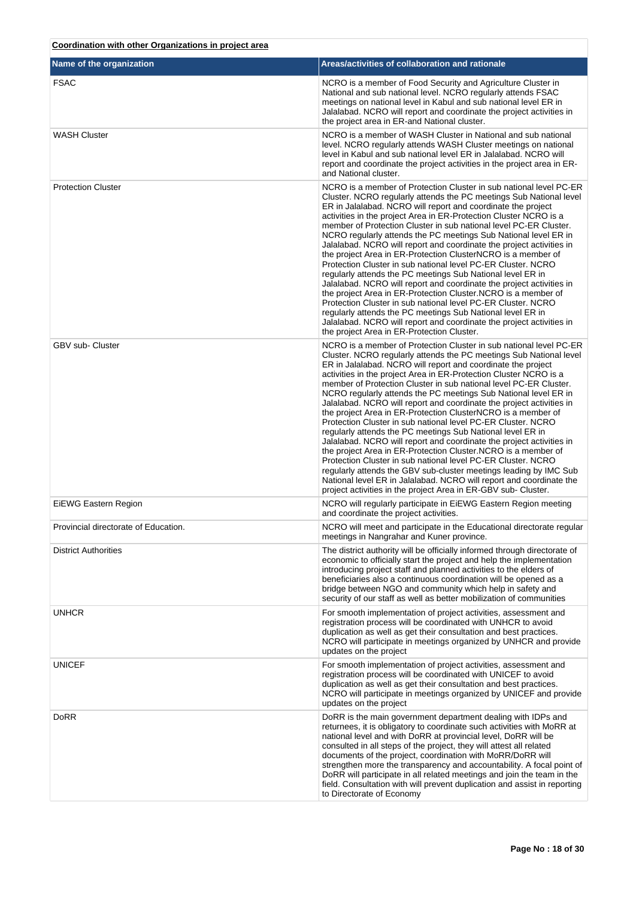**Coordination with other Organizations in project area**

| Name of the organization | Areas/activities of collaboration and rationale |
|---|---|
| FSAC | NCRO is a member of Food Security and Agriculture Cluster in National and sub national level. NCRO regularly attends FSAC meetings on national level in Kabul and sub national level ER in Jalalabad. NCRO will report and coordinate the project activities in the project area in ER-and National cluster. |
| WASH Cluster | NCRO is a member of WASH Cluster in National and sub national level. NCRO regularly attends WASH Cluster meetings on national level in Kabul and sub national level ER in Jalalabad. NCRO will report and coordinate the project activities in the project area in ER-and National cluster. |
| Protection Cluster | NCRO is a member of Protection Cluster in sub national level PC-ER Cluster. NCRO regularly attends the PC meetings Sub National level ER in Jalalabad. NCRO will report and coordinate the project activities in the project Area in ER-Protection Cluster NCRO is a member of Protection Cluster in sub national level PC-ER Cluster. NCRO regularly attends the PC meetings Sub National level ER in Jalalabad. NCRO will report and coordinate the project activities in the project Area in ER-Protection ClusterNCRO is a member of Protection Cluster in sub national level PC-ER Cluster. NCRO regularly attends the PC meetings Sub National level ER in Jalalabad. NCRO will report and coordinate the project activities in the project Area in ER-Protection Cluster.NCRO is a member of Protection Cluster in sub national level PC-ER Cluster. NCRO regularly attends the PC meetings Sub National level ER in Jalalabad. NCRO will report and coordinate the project activities in the project Area in ER-Protection Cluster. |
| GBV sub- Cluster | NCRO is a member of Protection Cluster in sub national level PC-ER Cluster. NCRO regularly attends the PC meetings Sub National level ER in Jalalabad. NCRO will report and coordinate the project activities in the project Area in ER-Protection Cluster NCRO is a member of Protection Cluster in sub national level PC-ER Cluster. NCRO regularly attends the PC meetings Sub National level ER in Jalalabad. NCRO will report and coordinate the project activities in the project Area in ER-Protection ClusterNCRO is a member of Protection Cluster in sub national level PC-ER Cluster. NCRO regularly attends the PC meetings Sub National level ER in Jalalabad. NCRO will report and coordinate the project activities in the project Area in ER-Protection Cluster.NCRO is a member of Protection Cluster in sub national level PC-ER Cluster. NCRO regularly attends the GBV sub-cluster meetings leading by IMC Sub National level ER in Jalalabad. NCRO will report and coordinate the project activities in the project Area in ER-GBV sub- Cluster. |
| EiEWG Eastern Region | NCRO will regularly participate in EiEWG Eastern Region meeting and coordinate the project activities. |
| Provincial directorate of Education. | NCRO will meet and participate in the Educational directorate regular meetings in Nangrahar and Kuner province. |
| District Authorities | The district authority will be officially informed through directorate of economic to officially start the project and help the implementation introducing project staff and planned activities to the elders of beneficiaries also a continuous coordination will be opened as a bridge between NGO and community which help in safety and security of our staff as well as better mobilization of communities |
| UNHCR | For smooth implementation of project activities, assessment and registration process will be coordinated with UNHCR to avoid duplication as well as get their consultation and best practices. NCRO will participate in meetings organized by UNHCR and provide updates on the project |
| UNICEF | For smooth implementation of project activities, assessment and registration process will be coordinated with UNICEF to avoid duplication as well as get their consultation and best practices. NCRO will participate in meetings organized by UNICEF and provide updates on the project |
| DoRR | DoRR is the main government department dealing with IDPs and returnees, it is obligatory to coordinate such activities with MoRR at national level and with DoRR at provincial level, DoRR will be consulted in all steps of the project, they will attest all related documents of the project, coordination with MoRR/DoRR will strengthen more the transparency and accountability. A focal point of DoRR will participate in all related meetings and join the team in the field. Consultation with will prevent duplication and assist in reporting to Directorate of Economy |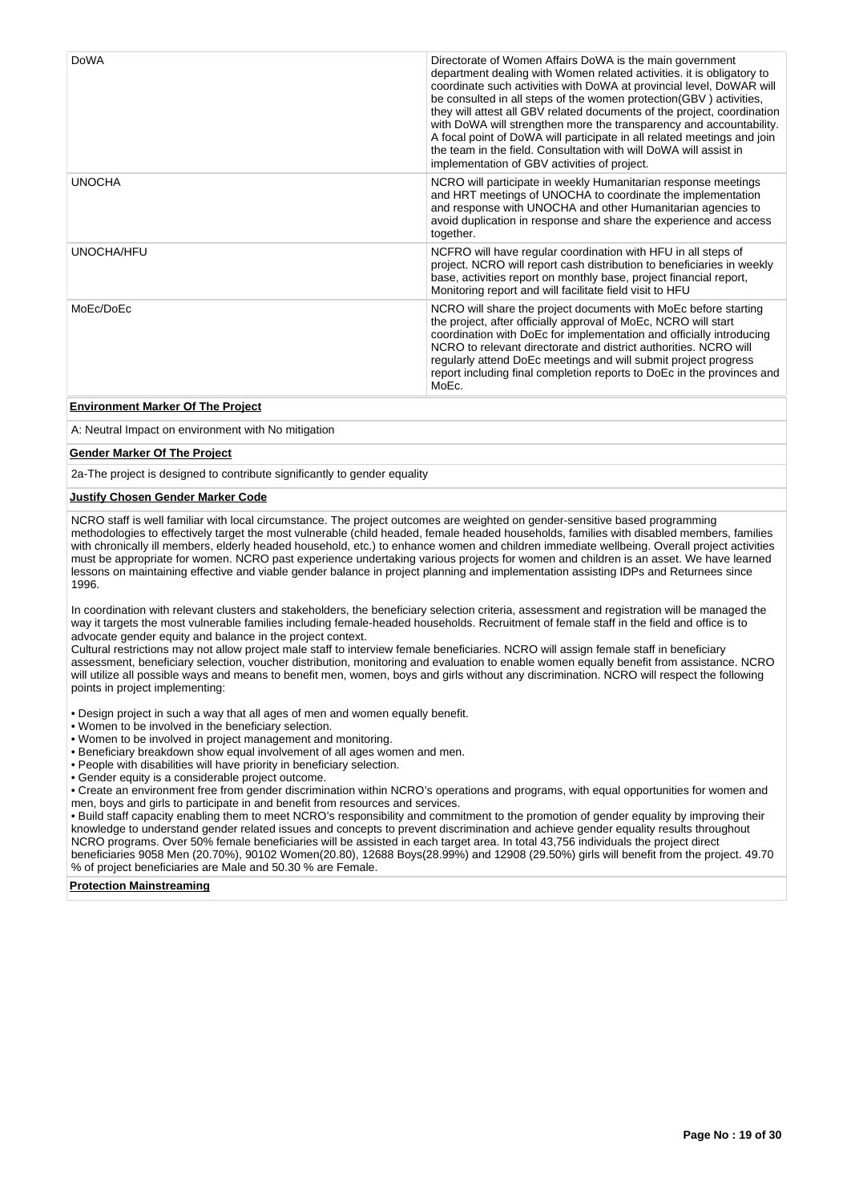| DoWA | Directorate of Women Affairs DoWA is the main government department dealing with Women related activities. it is obligatory to coordinate such activities with DoWA at provincial level, DoWAR will be consulted in all steps of the women protection(GBV ) activities, they will attest all GBV related documents of the project, coordination with DoWA will strengthen more the transparency and accountability. A focal point of DoWA will participate in all related meetings and join the team in the field. Consultation with will DoWA will assist in implementation of GBV activities of project. |
|---|---|
| UNOCHA | NCRO will participate in weekly Humanitarian response meetings and HRT meetings of UNOCHA to coordinate the implementation and response with UNOCHA and other Humanitarian agencies to avoid duplication in response and share the experience and access together. |
| UNOCHA/HFU | NCFRO will have regular coordination with HFU in all steps of project. NCRO will report cash distribution to beneficiaries in weekly base, activities report on monthly base, project financial report, Monitoring report and will facilitate field visit to HFU |
| MoEc/DoEc | NCRO will share the project documents with MoEc before starting the project, after officially approval of MoEc, NCRO will start coordination with DoEc for implementation and officially introducing NCRO to relevant directorate and district authorities. NCRO will regularly attend DoEc meetings and will submit project progress report including final completion reports to DoEc in the provinces and MoEc. |

**Environment Marker Of The Project**

A: Neutral Impact on environment with No mitigation

**Gender Marker Of The Project**

2a-The project is designed to contribute significantly to gender equality

**Justify Chosen Gender Marker Code**

NCRO staff is well familiar with local circumstance. The project outcomes are weighted on gender-sensitive based programming methodologies to effectively target the most vulnerable (child headed, female headed households, families with disabled members, families with chronically ill members, elderly headed household, etc.) to enhance women and children immediate wellbeing. Overall project activities must be appropriate for women. NCRO past experience undertaking various projects for women and children is an asset. We have learned lessons on maintaining effective and viable gender balance in project planning and implementation assisting IDPs and Returnees since 1996.

In coordination with relevant clusters and stakeholders, the beneficiary selection criteria, assessment and registration will be managed the way it targets the most vulnerable families including female-headed households. Recruitment of female staff in the field and office is to advocate gender equity and balance in the project context.
Cultural restrictions may not allow project male staff to interview female beneficiaries. NCRO will assign female staff in beneficiary assessment, beneficiary selection, voucher distribution, monitoring and evaluation to enable women equally benefit from assistance. NCRO will utilize all possible ways and means to benefit men, women, boys and girls without any discrimination. NCRO will respect the following points in project implementing:

- Design project in such a way that all ages of men and women equally benefit.
- Women to be involved in the beneficiary selection.
- Women to be involved in project management and monitoring.
- Beneficiary breakdown show equal involvement of all ages women and men.
- People with disabilities will have priority in beneficiary selection.
- Gender equity is a considerable project outcome.
- Create an environment free from gender discrimination within NCRO's operations and programs, with equal opportunities for women and men, boys and girls to participate in and benefit from resources and services.
- Build staff capacity enabling them to meet NCRO's responsibility and commitment to the promotion of gender equality by improving their knowledge to understand gender related issues and concepts to prevent discrimination and achieve gender equality results throughout NCRO programs. Over 50% female beneficiaries will be assisted in each target area. In total 43,756 individuals the project direct beneficiaries 9058 Men (20.70%), 90102 Women(20.80), 12688 Boys(28.99%) and 12908 (29.50%) girls will benefit from the project. 49.70 % of project beneficiaries are Male and 50.30 % are Female.

**Protection Mainstreaming**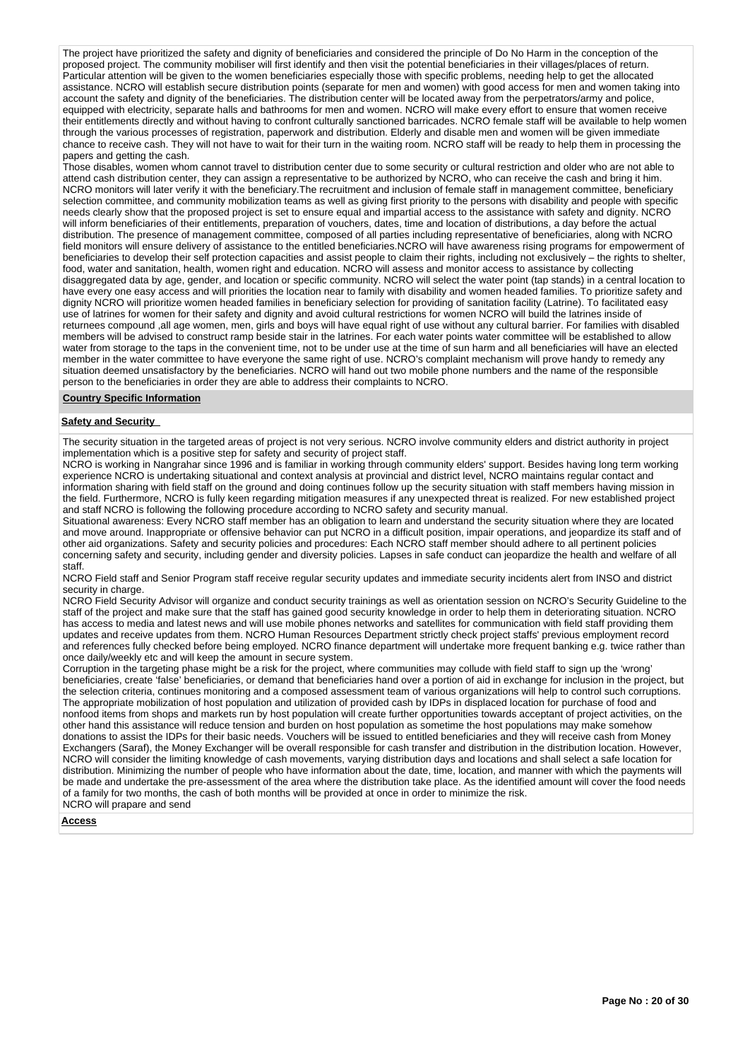The project have prioritized the safety and dignity of beneficiaries and considered the principle of Do No Harm in the conception of the proposed project. The community mobiliser will first identify and then visit the potential beneficiaries in their villages/places of return. Particular attention will be given to the women beneficiaries especially those with specific problems, needing help to get the allocated assistance. NCRO will establish secure distribution points (separate for men and women) with good access for men and women taking into account the safety and dignity of the beneficiaries. The distribution center will be located away from the perpetrators/army and police, equipped with electricity, separate halls and bathrooms for men and women. NCRO will make every effort to ensure that women receive their entitlements directly and without having to confront culturally sanctioned barricades. NCRO female staff will be available to help women through the various processes of registration, paperwork and distribution. Elderly and disable men and women will be given immediate chance to receive cash. They will not have to wait for their turn in the waiting room. NCRO staff will be ready to help them in processing the papers and getting the cash.
Those disables, women whom cannot travel to distribution center due to some security or cultural restriction and older who are not able to attend cash distribution center, they can assign a representative to be authorized by NCRO, who can receive the cash and bring it him. NCRO monitors will later verify it with the beneficiary.The recruitment and inclusion of female staff in management committee, beneficiary selection committee, and community mobilization teams as well as giving first priority to the persons with disability and people with specific needs clearly show that the proposed project is set to ensure equal and impartial access to the assistance with safety and dignity. NCRO will inform beneficiaries of their entitlements, preparation of vouchers, dates, time and location of distributions, a day before the actual distribution. The presence of management committee, composed of all parties including representative of beneficiaries, along with NCRO field monitors will ensure delivery of assistance to the entitled beneficiaries.NCRO will have awareness rising programs for empowerment of beneficiaries to develop their self protection capacities and assist people to claim their rights, including not exclusively – the rights to shelter, food, water and sanitation, health, women right and education. NCRO will assess and monitor access to assistance by collecting disaggregated data by age, gender, and location or specific community. NCRO will select the water point (tap stands) in a central location to have every one easy access and will priorities the location near to family with disability and women headed families. To prioritize safety and dignity NCRO will prioritize women headed families in beneficiary selection for providing of sanitation facility (Latrine). To facilitated easy use of latrines for women for their safety and dignity and avoid cultural restrictions for women NCRO will build the latrines inside of returnees compound ,all age women, men, girls and boys will have equal right of use without any cultural barrier. For families with disabled members will be advised to construct ramp beside stair in the latrines. For each water points water committee will be established to allow water from storage to the taps in the convenient time, not to be under use at the time of sun harm and all beneficiaries will have an elected member in the water committee to have everyone the same right of use. NCRO's complaint mechanism will prove handy to remedy any situation deemed unsatisfactory by the beneficiaries. NCRO will hand out two mobile phone numbers and the name of the responsible person to the beneficiaries in order they are able to address their complaints to NCRO.

**Country Specific Information**

**Safety and Security**

The security situation in the targeted areas of project is not very serious. NCRO involve community elders and district authority in project implementation which is a positive step for safety and security of project staff.
NCRO is working in Nangrahar since 1996 and is familiar in working through community elders' support. Besides having long term working experience NCRO is undertaking situational and context analysis at provincial and district level, NCRO maintains regular contact and information sharing with field staff on the ground and doing continues follow up the security situation with staff members having mission in the field. Furthermore, NCRO is fully keen regarding mitigation measures if any unexpected threat is realized. For new established project and staff NCRO is following the following procedure according to NCRO safety and security manual.
Situational awareness: Every NCRO staff member has an obligation to learn and understand the security situation where they are located and move around. Inappropriate or offensive behavior can put NCRO in a difficult position, impair operations, and jeopardize its staff and of other aid organizations. Safety and security policies and procedures: Each NCRO staff member should adhere to all pertinent policies concerning safety and security, including gender and diversity policies. Lapses in safe conduct can jeopardize the health and welfare of all staff.
NCRO Field staff and Senior Program staff receive regular security updates and immediate security incidents alert from INSO and district security in charge.
NCRO Field Security Advisor will organize and conduct security trainings as well as orientation session on NCRO's Security Guideline to the staff of the project and make sure that the staff has gained good security knowledge in order to help them in deteriorating situation. NCRO has access to media and latest news and will use mobile phones networks and satellites for communication with field staff providing them updates and receive updates from them. NCRO Human Resources Department strictly check project staffs' previous employment record and references fully checked before being employed. NCRO finance department will undertake more frequent banking e.g. twice rather than once daily/weekly etc and will keep the amount in secure system.
Corruption in the targeting phase might be a risk for the project, where communities may collude with field staff to sign up the 'wrong' beneficiaries, create 'false' beneficiaries, or demand that beneficiaries hand over a portion of aid in exchange for inclusion in the project, but the selection criteria, continues monitoring and a composed assessment team of various organizations will help to control such corruptions. The appropriate mobilization of host population and utilization of provided cash by IDPs in displaced location for purchase of food and nonfood items from shops and markets run by host population will create further opportunities towards acceptant of project activities, on the other hand this assistance will reduce tension and burden on host population as sometime the host populations may make somehow donations to assist the IDPs for their basic needs. Vouchers will be issued to entitled beneficiaries and they will receive cash from Money Exchangers (Saraf), the Money Exchanger will be overall responsible for cash transfer and distribution in the distribution location. However, NCRO will consider the limiting knowledge of cash movements, varying distribution days and locations and shall select a safe location for distribution. Minimizing the number of people who have information about the date, time, location, and manner with which the payments will be made and undertake the pre-assessment of the area where the distribution take place. As the identified amount will cover the food needs of a family for two months, the cash of both months will be provided at once in order to minimize the risk.
NCRO will prapare and send

**Access**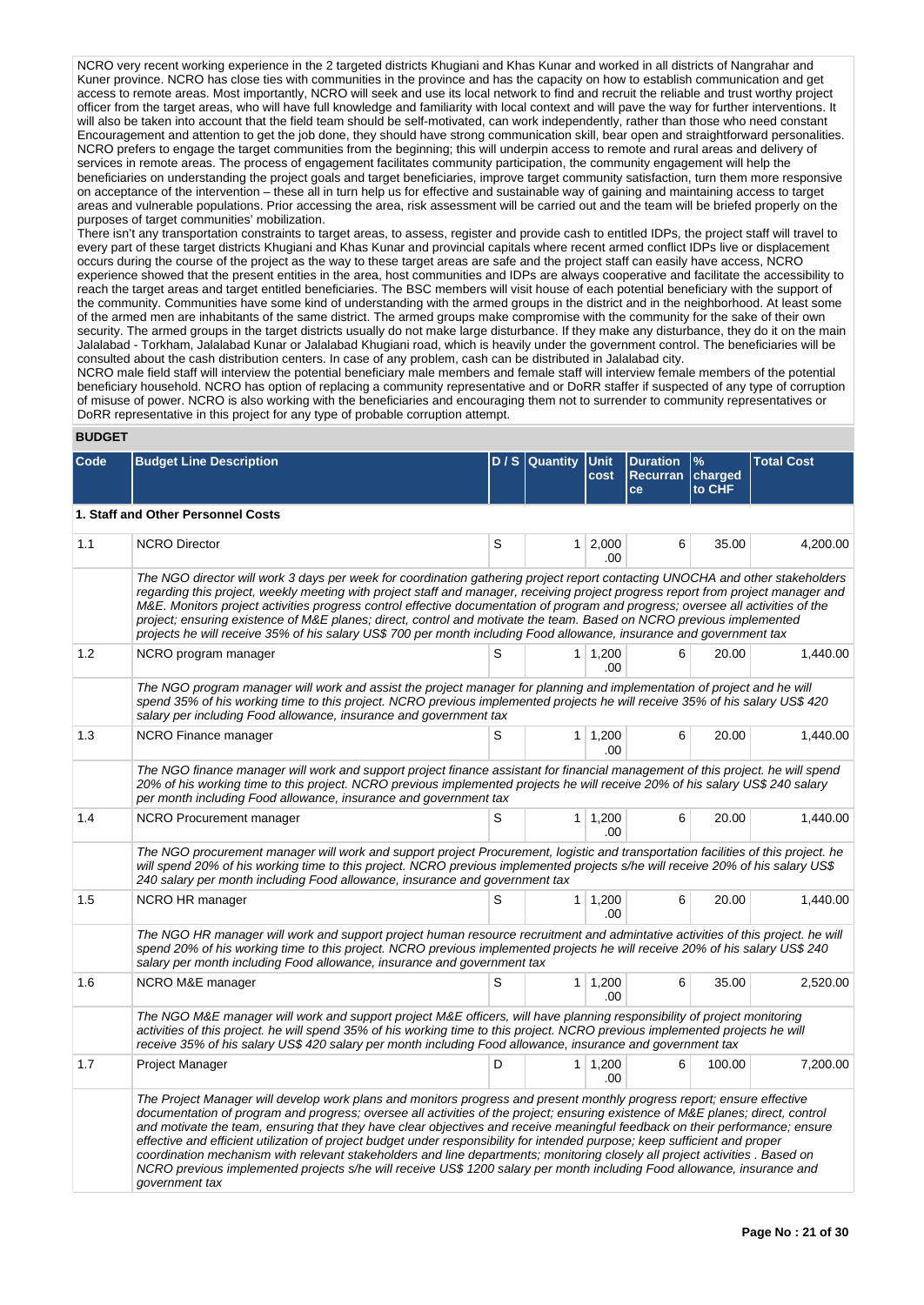NCRO very recent working experience in the 2 targeted districts Khugiani and Khas Kunar and worked in all districts of Nangrahar and Kuner province. NCRO has close ties with communities in the province and has the capacity on how to establish communication and get access to remote areas. Most importantly, NCRO will seek and use its local network to find and recruit the reliable and trust worthy project officer from the target areas, who will have full knowledge and familiarity with local context and will pave the way for further interventions. It will also be taken into account that the field team should be self-motivated, can work independently, rather than those who need constant Encouragement and attention to get the job done, they should have strong communication skill, bear open and straightforward personalities. NCRO prefers to engage the target communities from the beginning; this will underpin access to remote and rural areas and delivery of services in remote areas. The process of engagement facilitates community participation, the community engagement will help the beneficiaries on understanding the project goals and target beneficiaries, improve target community satisfaction, turn them more responsive on acceptance of the intervention – these all in turn help us for effective and sustainable way of gaining and maintaining access to target areas and vulnerable populations. Prior accessing the area, risk assessment will be carried out and the team will be briefed properly on the purposes of target communities' mobilization.

There isn't any transportation constraints to target areas, to assess, register and provide cash to entitled IDPs, the project staff will travel to every part of these target districts Khugiani and Khas Kunar and provincial capitals where recent armed conflict IDPs live or displacement occurs during the course of the project as the way to these target areas are safe and the project staff can easily have access, NCRO experience showed that the present entities in the area, host communities and IDPs are always cooperative and facilitate the accessibility to reach the target areas and target entitled beneficiaries. The BSC members will visit house of each potential beneficiary with the support of the community. Communities have some kind of understanding with the armed groups in the district and in the neighborhood. At least some of the armed men are inhabitants of the same district. The armed groups make compromise with the community for the sake of their own security. The armed groups in the target districts usually do not make large disturbance. If they make any disturbance, they do it on the main Jalalabad - Torkham, Jalalabad Kunar or Jalalabad Khugiani road, which is heavily under the government control. The beneficiaries will be consulted about the cash distribution centers. In case of any problem, cash can be distributed in Jalalabad city.

NCRO male field staff will interview the potential beneficiary male members and female staff will interview female members of the potential beneficiary household. NCRO has option of replacing a community representative and or DoRR staffer if suspected of any type of corruption of misuse of power. NCRO is also working with the beneficiaries and encouraging them not to surrender to community representatives or DoRR representative in this project for any type of probable corruption attempt.

## BUDGET

| Code | Budget Line Description | D / S | Quantity | Unit cost | Duration Recurrance | % charged to CHF | Total Cost |
|---|---|---|---|---|---|---|---|
| **1. Staff and Other Personnel Costs** | | | | | | | |
| 1.1 | NCRO Director | S | 1 | 2,000.00 | 6 | 35.00 | 4,200.00 |
| | *The NGO director will work 3 days per week for coordination gathering project report contacting UNOCHA and other stakeholders regarding this project, weekly meeting with project staff and manager, receiving project progress report from project manager and M&E. Monitors project activities progress control effective documentation of program and progress; oversee all activities of the project; ensuring existence of M&E planes; direct, control and motivate the team. Based on NCRO previous implemented projects he will receive 35% of his salary US$ 700 per month including Food allowance, insurance and government tax* | | | | | | |
| 1.2 | NCRO program manager | S | 1 | 1,200.00 | 6 | 20.00 | 1,440.00 |
| | *The NGO program manager will work and assist the project manager for planning and implementation of project and he will spend 35% of his working time to this project. NCRO previous implemented projects he will receive 35% of his salary US$ 420 salary per including Food allowance, insurance and government tax* | | | | | | |
| 1.3 | NCRO Finance manager | S | 1 | 1,200.00 | 6 | 20.00 | 1,440.00 |
| | *The NGO finance manager will work and support project finance assistant for financial management of this project. he will spend 20% of his working time to this project. NCRO previous implemented projects he will receive 20% of his salary US$ 240 salary per month including Food allowance, insurance and government tax* | | | | | | |
| 1.4 | NCRO Procurement manager | S | 1 | 1,200.00 | 6 | 20.00 | 1,440.00 |
| | *The NGO procurement manager will work and support project Procurement, logistic and transportation facilities of this project. he will spend 20% of his working time to this project. NCRO previous implemented projects s/he will receive 20% of his salary US$ 240 salary per month including Food allowance, insurance and government tax* | | | | | | |
| 1.5 | NCRO HR manager | S | 1 | 1,200.00 | 6 | 20.00 | 1,440.00 |
| | *The NGO HR manager will work and support project human resource recruitment and admintative activities of this project. he will spend 20% of his working time to this project. NCRO previous implemented projects he will receive 20% of his salary US$ 240 salary per month including Food allowance, insurance and government tax* | | | | | | |
| 1.6 | NCRO M&E manager | S | 1 | 1,200.00 | 6 | 35.00 | 2,520.00 |
| | *The NGO M&E manager will work and support project M&E officers, will have planning responsibility of project monitoring activities of this project. he will spend 35% of his working time to this project. NCRO previous implemented projects he will receive 35% of his salary US$ 420 salary per month including Food allowance, insurance and government tax* | | | | | | |
| 1.7 | Project Manager | D | 1 | 1,200.00 | 6 | 100.00 | 7,200.00 |
| | *The Project Manager will develop work plans and monitors progress and present monthly progress report; ensure effective documentation of program and progress; oversee all activities of the project; ensuring existence of M&E planes; direct, control and motivate the team, ensuring that they have clear objectives and receive meaningful feedback on their performance; ensure effective and efficient utilization of project budget under responsibility for intended purpose; keep sufficient and proper coordination mechanism with relevant stakeholders and line departments; monitoring closely all project activities . Based on NCRO previous implemented projects s/he will receive US$ 1200 salary per month including Food allowance, insurance and government tax* | | | | | | |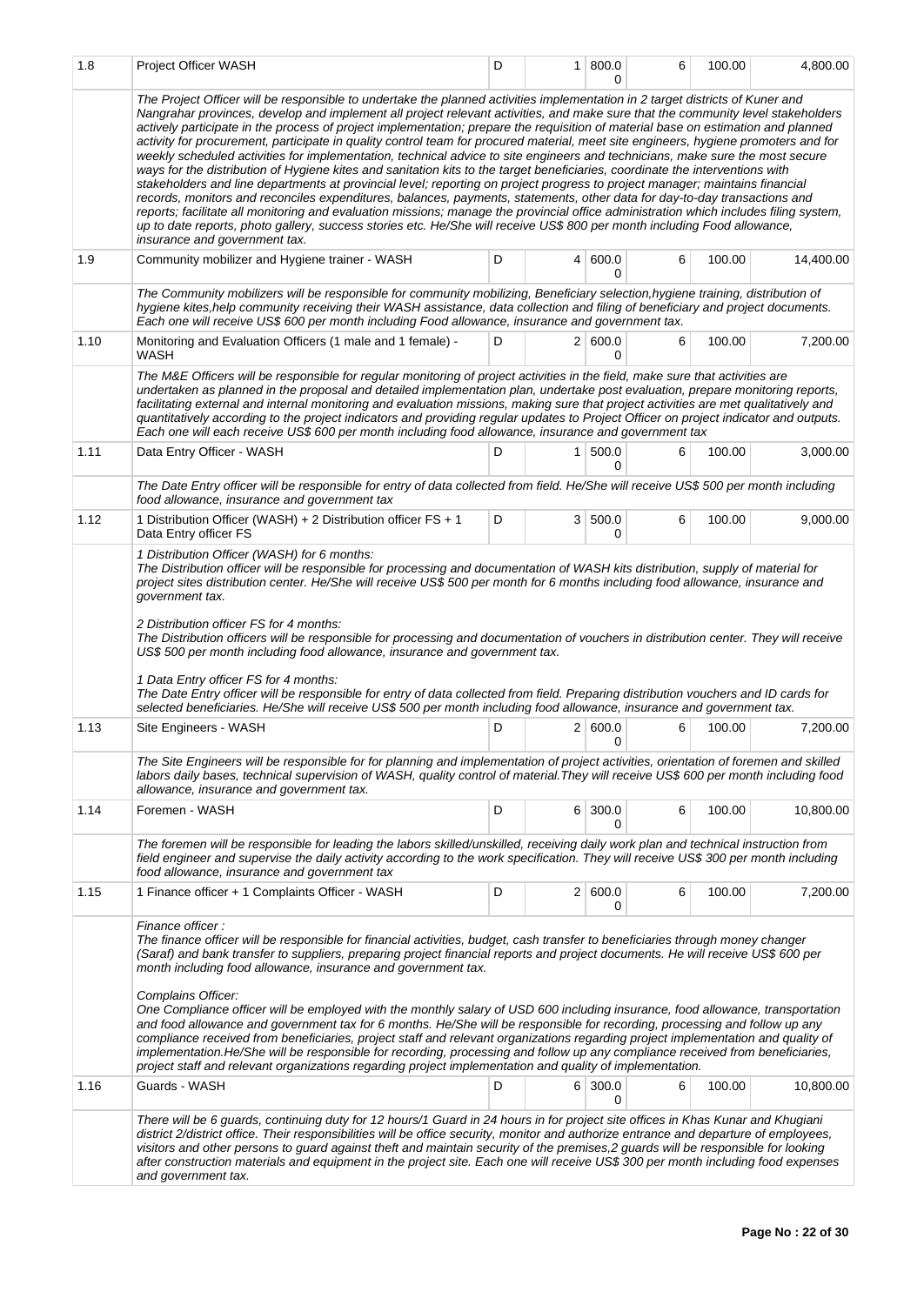| 1.8 | Project Officer WASH | D | 1 | 800.00 | 6 | 100.00 | 4,800.00 |
|---|---|---|---|---|---|---|---|
| | *The Project Officer will be responsible to undertake the planned activities implementation in 2 target districts of Kuner and Nangrahar provinces, develop and implement all project relevant activities, and make sure that the community level stakeholders actively participate in the process of project implementation; prepare the requisition of material base on estimation and planned activity for procurement, participate in quality control team for procured material, meet site engineers, hygiene promoters and for weekly scheduled activities for implementation, technical advice to site engineers and technicians, make sure the most secure ways for the distribution of Hygiene kites and sanitation kits to the target beneficiaries, coordinate the interventions with stakeholders and line departments at provincial level; reporting on project progress to project manager; maintains financial records, monitors and reconciles expenditures, balances, payments, statements, other data for day-to-day transactions and reports; facilitate all monitoring and evaluation missions; manage the provincial office administration which includes filing system, up to date reports, photo gallery, success stories etc. He/She will receive US$ 800 per month including Food allowance, insurance and government tax.* | | | | | | |
| 1.9 | Community mobilizer and Hygiene trainer - WASH | D | 4 | 600.00 | 6 | 100.00 | 14,400.00 |
| | *The Community mobilizers will be responsible for community mobilizing, Beneficiary selection,hygiene training, distribution of hygiene kites,help community receiving their WASH assistance, data collection and filing of beneficiary and project documents. Each one will receive US$ 600 per month including Food allowance, insurance and government tax.* | | | | | | |
| 1.10 | Monitoring and Evaluation Officers (1 male and 1 female) - WASH | D | 2 | 600.00 | 6 | 100.00 | 7,200.00 |
| | *The M&E Officers will be responsible for regular monitoring of project activities in the field, make sure that activities are undertaken as planned in the proposal and detailed implementation plan, undertake post evaluation, prepare monitoring reports, facilitating external and internal monitoring and evaluation missions, making sure that project activities are met qualitatively and quantitatively according to the project indicators and providing regular updates to Project Officer on project indicator and outputs. Each one will each receive US$ 600 per month including food allowance, insurance and government tax* | | | | | | |
| 1.11 | Data Entry Officer - WASH | D | 1 | 500.00 | 6 | 100.00 | 3,000.00 |
| | *The Date Entry officer will be responsible for entry of data collected from field. He/She will receive US$ 500 per month including food allowance, insurance and government tax* | | | | | | |
| 1.12 | 1 Distribution Officer (WASH) + 2 Distribution officer FS + 1 Data Entry officer FS | D | 3 | 500.00 | 6 | 100.00 | 9,000.00 |
| | *1 Distribution Officer (WASH) for 6 months:<br>The Distribution officer will be responsible for processing and documentation of WASH kits distribution, supply of material for project sites distribution center. He/She will receive US$ 500 per month for 6 months including food allowance, insurance and government tax.<br><br>2 Distribution officer FS for 4 months:<br>The Distribution officers will be responsible for processing and documentation of vouchers in distribution center. They will receive US$ 500 per month including food allowance, insurance and government tax.<br><br>1 Data Entry officer FS for 4 months:<br>The Date Entry officer will be responsible for entry of data collected from field. Preparing distribution vouchers and ID cards for selected beneficiaries. He/She will receive US$ 500 per month including food allowance, insurance and government tax.* | | | | | | |
| 1.13 | Site Engineers - WASH | D | 2 | 600.00 | 6 | 100.00 | 7,200.00 |
| | *The Site Engineers will be responsible for for planning and implementation of project activities, orientation of foremen and skilled labors daily bases, technical supervision of WASH, quality control of material.They will receive US$ 600 per month including food allowance, insurance and government tax.* | | | | | | |
| 1.14 | Foremen - WASH | D | 6 | 300.00 | 6 | 100.00 | 10,800.00 |
| | *The foremen will be responsible for leading the labors skilled/unskilled, receiving daily work plan and technical instruction from field engineer and supervise the daily activity according to the work specification. They will receive US$ 300 per month including food allowance, insurance and government tax* | | | | | | |
| 1.15 | 1 Finance officer + 1 Complaints Officer - WASH | D | 2 | 600.00 | 6 | 100.00 | 7,200.00 |
| | *Finance officer :<br>The finance officer will be responsible for financial activities, budget, cash transfer to beneficiaries through money changer (Saraf) and bank transfer to suppliers, preparing project financial reports and project documents. He will receive US$ 600 per month including food allowance, insurance and government tax.<br><br>Complains Officer:<br>One Compliance officer will be employed with the monthly salary of USD 600 including insurance, food allowance, transportation and food allowance and government tax for 6 months. He/She will be responsible for recording, processing and follow up any compliance received from beneficiaries, project staff and relevant organizations regarding project implementation and quality of implementation.He/She will be responsible for recording, processing and follow up any compliance received from beneficiaries, project staff and relevant organizations regarding project implementation and quality of implementation.* | | | | | | |
| 1.16 | Guards - WASH | D | 6 | 300.00 | 6 | 100.00 | 10,800.00 |
| | *There will be 6 guards, continuing duty for 12 hours/1 Guard in 24 hours in for project site offices in Khas Kunar and Khugiani district 2/district office. Their responsibilities will be office security, monitor and authorize entrance and departure of employees, visitors and other persons to guard against theft and maintain security of the premises,2 guards will be responsible for looking after construction materials and equipment in the project site. Each one will receive US$ 300 per month including food expenses and government tax.* | | | | | | |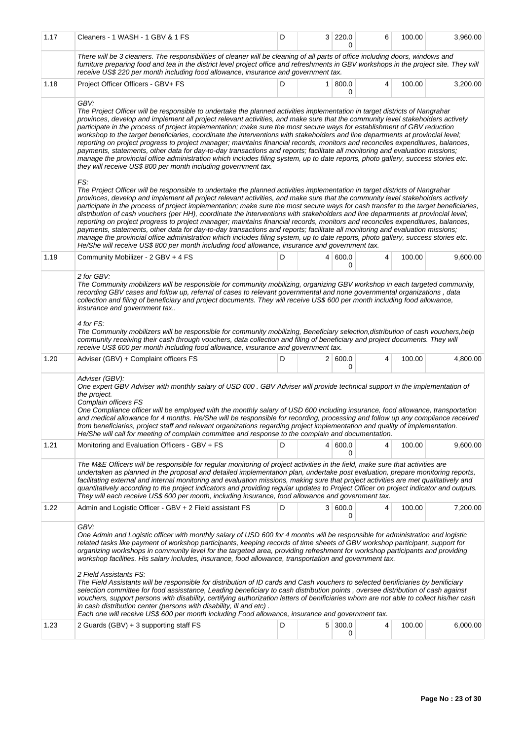| 1.17 | Cleaners - 1 WASH - 1 GBV & 1 FS | D | 3 | 220.00 | 6 | 100.00 | 3,960.00 |
|---|---|---|---|---|---|---|---|
| | *There will be 3 cleaners. The responsibilities of cleaner will be cleaning of all parts of office including doors, windows and furniture preparing food and tea in the district level project office and refreshments in GBV workshops in the project site. They will receive US$ 220 per month including food allowance, insurance and government tax.* | | | | | | |
| 1.18 | Project Officer Officers - GBV+ FS | D | 1 | 800.00 | 4 | 100.00 | 3,200.00 |
| | *GBV:*<br>*The Project Officer will be responsible to undertake the planned activities implementation in target districts of Nangrahar provinces, develop and implement all project relevant activities, and make sure that the community level stakeholders actively participate in the process of project implementation; make sure the most secure ways for establishment of GBV reduction workshop to the target beneficiaries, coordinate the interventions with stakeholders and line departments at provincial level; reporting on project progress to project manager; maintains financial records, monitors and reconciles expenditures, balances, payments, statements, other data for day-to-day transactions and reports; facilitate all monitoring and evaluation missions; manage the provincial office administration which includes filing system, up to date reports, photo gallery, success stories etc. they will receive US$ 800 per month including government tax.*<br><br>*FS:*<br>*The Project Officer will be responsible to undertake the planned activities implementation in target districts of Nangrahar provinces, develop and implement all project relevant activities, and make sure that the community level stakeholders actively participate in the process of project implementation; make sure the most secure ways for cash transfer to the target beneficiaries, distribution of cash vouchers (per HH), coordinate the interventions with stakeholders and line departments at provincial level; reporting on project progress to project manager; maintains financial records, monitors and reconciles expenditures, balances, payments, statements, other data for day-to-day transactions and reports; facilitate all monitoring and evaluation missions; manage the provincial office administration which includes filing system, up to date reports, photo gallery, success stories etc. He/She will receive US$ 800 per month including food allowance, insurance and government tax.* | | | | | | |
| 1.19 | Community Mobilizer - 2 GBV + 4 FS | D | 4 | 600.00 | 4 | 100.00 | 9,600.00 |
| | *2 for GBV:*<br>*The Community mobilizers will be responsible for community mobilizing, organizing GBV workshop in each targeted community, recording GBV cases and follow up, referral of cases to relevant governmental and none governmental organizations , data collection and filing of beneficiary and project documents. They will receive US$ 600 per month including food allowance, insurance and government tax..*<br><br>*4 for FS:*<br>*The Community mobilizers will be responsible for community mobilizing, Beneficiary selection,distribution of cash vouchers,help community receiving their cash through vouchers, data collection and filing of beneficiary and project documents. They will receive US$ 600 per month including food allowance, insurance and government tax.* | | | | | | |
| 1.20 | Adviser (GBV) + Complaint officers FS | D | 2 | 600.00 | 4 | 100.00 | 4,800.00 |
| | *Adviser (GBV):*<br>*One expert GBV Adviser with monthly salary of USD 600 . GBV Adviser will provide technical support in the implementation of the project.*<br>*Complain officers FS*<br>*One Compliance officer will be employed with the monthly salary of USD 600 including insurance, food allowance, transportation and medical allowance for 4 months. He/She will be responsible for recording, processing and follow up any compliance received from beneficiaries, project staff and relevant organizations regarding project implementation and quality of implementation. He/She will call for meeting of complain committee and response to the complain and documentation.* | | | | | | |
| 1.21 | Monitoring and Evaluation Officers - GBV + FS | D | 4 | 600.00 | 4 | 100.00 | 9,600.00 |
| | *The M&E Officers will be responsible for regular monitoring of project activities in the field, make sure that activities are undertaken as planned in the proposal and detailed implementation plan, undertake post evaluation, prepare monitoring reports, facilitating external and internal monitoring and evaluation missions, making sure that project activities are met qualitatively and quantitatively according to the project indicators and providing regular updates to Project Officer on project indicator and outputs. They will each receive US$ 600 per month, including insurance, food allowance and government tax.* | | | | | | |
| 1.22 | Admin and Logistic Officer - GBV + 2 Field assistant FS | D | 3 | 600.00 | 4 | 100.00 | 7,200.00 |
| | *GBV:*<br>*One Admin and Logistic officer with monthly salary of USD 600 for 4 months will be responsible for administration and logistic related tasks like payment of workshop participants, keeping records of time sheets of GBV workshop participant, support for organizing workshops in community level for the targeted area, providing refreshment for workshop participants and providing workshop facilities. His salary includes, insurance, food allowance, transportation and government tax.*<br><br>*2 Field Assistants FS:*<br>*The Field Assistants will be responsible for distribution of ID cards and Cash vouchers to selected benificiaries by benificiary selection committee for food assisstance, Leading beneficiary to cash distribution points , oversee distribution of cash against vouchers, support persons with disability, certifying authorization letters of benificiaries whom are not able to collect his/her cash in cash distribution center (persons with disability, ill and etc) .*<br>*Each one will receive US$ 600 per month including Food allowance, insurance and government tax.* | | | | | | |
| 1.23 | 2 Guards (GBV) + 3 supporting staff FS | D | 5 | 300.00 | 4 | 100.00 | 6,000.00 |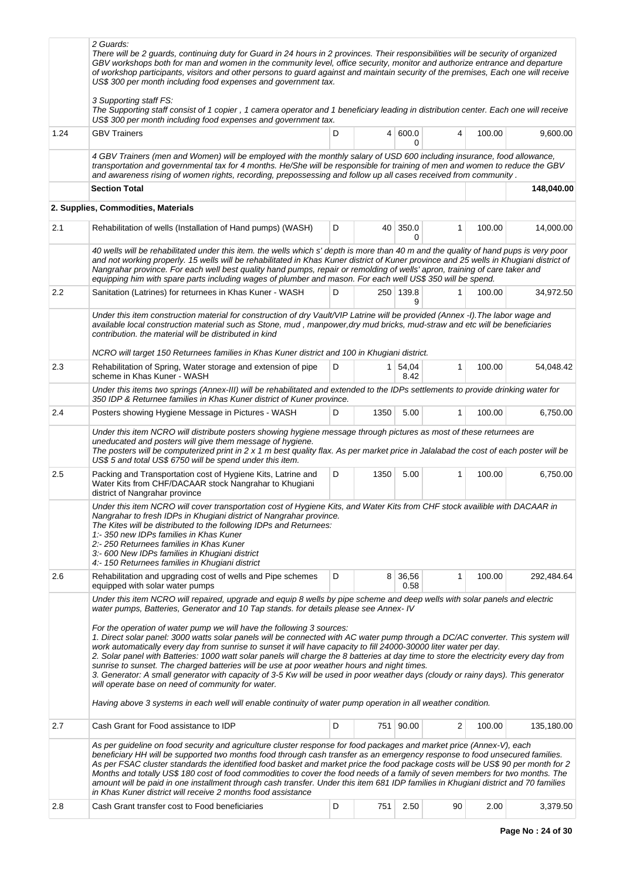| | | | | | | | |
|---|---|---|---|---|---|---|---|
| | *2 Guards:*<br>*There will be 2 guards, continuing duty for Guard in 24 hours in 2 provinces. Their responsibilities will be security of organized GBV workshops both for man and women in the community level, office security, monitor and authorize entrance and departure of workshop participants, visitors and other persons to guard against and maintain security of the premises, Each one will receive US$ 300 per month including food expenses and government tax.*<br><br>*3 Supporting staff FS:*<br>*The Supporting staff consist of 1 copier , 1 camera operator and 1 beneficiary leading in distribution center. Each one will receive US$ 300 per month including food expenses and government tax.* | | | | | | |
| 1.24 | GBV Trainers | D | 4 | 600.00 | 4 | 100.00 | 9,600.00 |
| | *4 GBV Trainers (men and Women) will be employed with the monthly salary of USD 600 including insurance, food allowance, transportation and governmental tax for 4 months. He/She will be responsible for training of men and women to reduce the GBV and awareness rising of women rights, recording, prepossessing and follow up all cases received from community .* | | | | | | |
| | **Section Total** | | | | | | **148,040.00** |
| | **2. Supplies, Commodities, Materials** | | | | | | |
| 2.1 | Rehabilitation of wells (Installation of Hand pumps) (WASH) | D | 40 | 350.00 | 1 | 100.00 | 14,000.00 |
| | *40 wells will be rehabilitated under this item. the wells which s' depth is more than 40 m and the quality of hand pups is very poor and not working properly. 15 wells will be rehabilitated in Khas Kuner district of Kuner province and 25 wells in Khugiani district of Nangrahar province. For each well best quality hand pumps, repair or remolding of wells' apron, training of care taker and equipping him with spare parts including wages of plumber and mason. For each well US$ 350 will be spend.* | | | | | | |
| 2.2 | Sanitation (Latrines) for returnees in Khas Kuner - WASH | D | 250 | 139.89 | 1 | 100.00 | 34,972.50 |
| | *Under this item construction material for construction of dry Vault/VIP Latrine will be provided (Annex -I).The labor wage and available local construction material such as Stone, mud , manpower,dry mud bricks, mud-straw and etc will be beneficiaries contribution. the material will be distributed in kind*<br><br>*NCRO will target 150 Returnees families in Khas Kuner district and 100 in Khugiani district.* | | | | | | |
| 2.3 | Rehabilitation of Spring, Water storage and extension of pipe scheme in Khas Kuner - WASH | D | 1 | 54,048.42 | 1 | 100.00 | 54,048.42 |
| | *Under this items two springs (Annex-III) will be rehabilitated and extended to the IDPs settlements to provide drinking water for 350 IDP & Returnee families in Khas Kuner district of Kuner province.* | | | | | | |
| 2.4 | Posters showing Hygiene Message in Pictures - WASH | D | 1350 | 5.00 | 1 | 100.00 | 6,750.00 |
| | *Under this item NCRO will distribute posters showing hygiene message through pictures as most of these returnees are uneducated and posters will give them message of hygiene.*<br>*The posters will be computerized print in 2 x 1 m best quality flax. As per market price in Jalalabad the cost of each poster will be US$ 5 and total US$ 6750 will be spend under this item.* | | | | | | |
| 2.5 | Packing and Transportation cost of Hygiene Kits, Latrine and Water Kits from CHF/DACAAR stock Nangrahar to Khugiani district of Nangrahar province | D | 1350 | 5.00 | 1 | 100.00 | 6,750.00 |
| | *Under this item NCRO will cover transportation cost of Hygiene Kits, and Water Kits from CHF stock availible with DACAAR in Nangrahar to fresh IDPs in Khugiani district of Nangrahar province.*<br>*The Kites will be distributed to the following IDPs and Returnees:*<br>*1:- 350 new IDPs families in Khas Kuner*<br>*2:- 250 Returnees families in Khas Kuner*<br>*3:- 600 New IDPs families in Khugiani district*<br>*4:- 150 Returnees families in Khugiani district* | | | | | | |
| 2.6 | Rehabilitation and upgrading cost of wells and Pipe schemes equipped with solar water pumps | D | 8 | 36,560.58 | 1 | 100.00 | 292,484.64 |
| | *Under this item NCRO will repaired, upgrade and equip 8 wells by pipe scheme and deep wells with solar panels and electric water pumps, Batteries, Generator and 10 Tap stands. for details please see Annex- IV*<br><br>*For the operation of water pump we will have the following 3 sources:*<br>*1. Direct solar panel: 3000 watts solar panels will be connected with AC water pump through a DC/AC converter. This system will work automatically every day from sunrise to sunset it will have capacity to fill 24000-30000 liter water per day.*<br>*2. Solar panel with Batteries: 1000 watt solar panels will charge the 8 batteries at day time to store the electricity every day from sunrise to sunset. The charged batteries will be use at poor weather hours and night times.*<br>*3. Generator: A small generator with capacity of 3-5 Kw will be used in poor weather days (cloudy or rainy days). This generator will operate base on need of community for water.*<br><br>*Having above 3 systems in each well will enable continuity of water pump operation in all weather condition.* | | | | | | |
| 2.7 | Cash Grant for Food assistance to IDP | D | 751 | 90.00 | 2 | 100.00 | 135,180.00 |
| | *As per guideline on food security and agriculture cluster response for food packages and market price (Annex-V), each beneficiary HH will be supported two months food through cash transfer as an emergency response to food unsecured families. As per FSAC cluster standards the identified food basket and market price the food package costs will be US$ 90 per month for 2 Months and totally US$ 180 cost of food commodities to cover the food needs of a family of seven members for two months. The amount will be paid in one installment through cash transfer. Under this item 681 IDP families in Khugiani district and 70 families in Khas Kuner district will receive 2 months food assistance* | | | | | | |
| 2.8 | Cash Grant transfer cost to Food beneficiaries | D | 751 | 2.50 | 90 | 2.00 | 3,379.50 |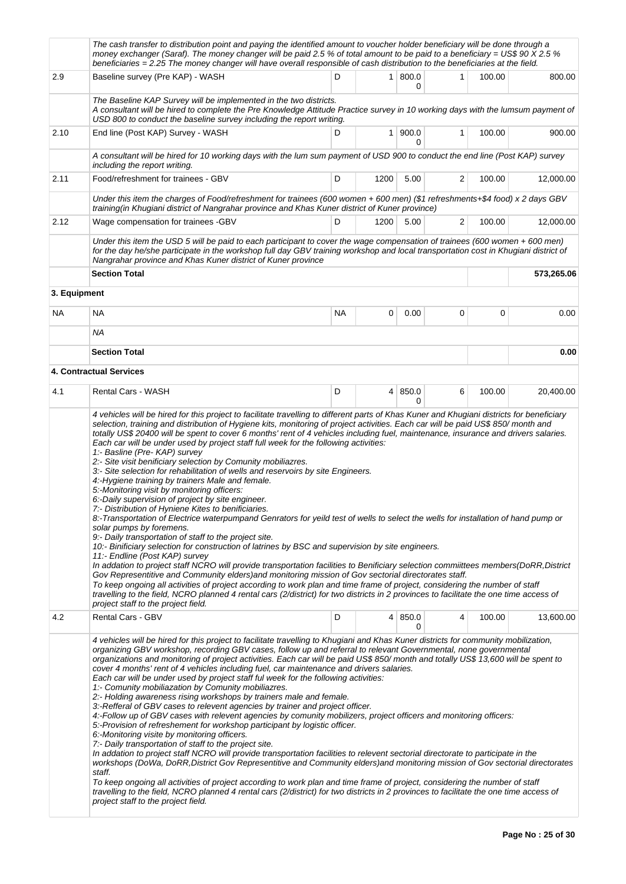| | | | | | | | |
|---|---|---|---|---|---|---|---|
| | *The cash transfer to distribution point and paying the identified amount to voucher holder beneficiary will be done through a money exchanger (Saraf). The money changer will be paid 2.5 % of total amount to be paid to a beneficiary = US$ 90 X 2.5 % beneficiaries = 2.25 The money changer will have overall responsible of cash distribution to the beneficiaries at the field.* | | | | | | |
| 2.9 | Baseline survey (Pre KAP) - WASH | D | 1 | 800.00 | 1 | 100.00 | 800.00 |
| | *The Baseline KAP Survey will be implemented in the two districts. A consultant will be hired to complete the Pre Knowledge Attitude Practice survey in 10 working days with the lumsum payment of USD 800 to conduct the baseline survey including the report writing.* | | | | | | |
| 2.10 | End line (Post KAP) Survey - WASH | D | 1 | 900.00 | 1 | 100.00 | 900.00 |
| | *A consultant will be hired for 10 working days with the lum sum payment of USD 900 to conduct the end line (Post KAP) survey including the report writing.* | | | | | | |
| 2.11 | Food/refreshment for trainees - GBV | D | 1200 | 5.00 | 2 | 100.00 | 12,000.00 |
| | *Under this item the charges of Food/refreshment for trainees (600 women + 600 men) ($1 refreshments+$4 food) x 2 days GBV training(in Khugiani district of Nangrahar province and Khas Kuner district of Kuner province)* | | | | | | |
| 2.12 | Wage compensation for trainees -GBV | D | 1200 | 5.00 | 2 | 100.00 | 12,000.00 |
| | *Under this item the USD 5 will be paid to each participant to cover the wage compensation of trainees (600 women + 600 men) for the day he/she participate in the workshop full day GBV training workshop and local transportation cost in Khugiani district of Nangrahar province and Khas Kuner district of Kuner province* | | | | | | |
| | **Section Total** | | | | | | **573,265.06** |
| **3. Equipment** | | | | | | | |
| NA | NA | NA | 0 | 0.00 | 0 | 0 | 0.00 |
| | *NA* | | | | | | |
| | **Section Total** | | | | | | **0.00** |
| **4. Contractual Services** | | | | | | | |
| 4.1 | Rental Cars - WASH | D | 4 | 850.00 | 6 | 100.00 | 20,400.00 |
| | *4 vehicles will be hired for this project to facilitate travelling to different parts of Khas Kuner and Khugiani districts for beneficiary selection, training and distribution of Hygiene kits, monitoring of project activities. Each car will be paid US$ 850/ month and totally US$ 20400 will be spent to cover 6 months' rent of 4 vehicles including fuel, maintenance, insurance and drivers salaries. Each car will be under used by project staff full week for the following activities:<br>1:- Basline (Pre- KAP) survey<br>2:- Site visit benificiary selection by Comunity mobiliazres.<br>3:- Site selection for rehabilitation of wells and reservoirs by site Engineers.<br>4:-Hygiene training by trainers Male and female.<br>5:-Monitoring visit by monitoring officers:<br>6:-Daily supervision of project by site engineer.<br>7:- Distribution of Hyniene Kites to benificiaries.<br>8:-Transportation of Electrice waterpumpand Genrators for yeild test of wells to select the wells for installation of hand pump or solar pumps by foremens.<br>9:- Daily transportation of staff to the project site.<br>10:- Binificiary selection for construction of latrines by BSC and supervision by site engineers.<br>11:- Endline (Post KAP) survey<br>In addation to project staff NCRO will provide transportation facilities to Benificiary selection commiittees members(DoRR,District Gov Representitive and Community elders)and monitoring mission of Gov sectorial directorates staff.<br>To keep ongoing all activities of project according to work plan and time frame of project, considering the number of staff travelling to the field, NCRO planned 4 rental cars (2/district) for two districts in 2 provinces to facilitate the one time access of project staff to the project field.* | | | | | | |
| 4.2 | Rental Cars - GBV | D | 4 | 850.00 | 4 | 100.00 | 13,600.00 |
| | *4 vehicles will be hired for this project to facilitate travelling to Khugiani and Khas Kuner districts for community mobilization, organizing GBV workshop, recording GBV cases, follow up and referral to relevant Governmental, none governmental organizations and monitoring of project activities. Each car will be paid US$ 850/ month and totally US$ 13,600 will be spent to cover 4 months' rent of 4 vehicles including fuel, car maintenance and drivers salaries.<br>Each car will be under used by project staff ful week for the following activities:<br>1:- Comunity mobiliazation by Comunity mobiliazres.<br>2:- Holding awareness rising workshops by trainers male and female.<br>3:-Refferal of GBV cases to relevent agencies by trainer and project officer.<br>4:-Follow up of GBV cases with relevent agencies by comunity mobilizers, project officers and monitoring officers:<br>5:-Provision of refreshement for workshop participant by logistic officer.<br>6:-Monitoring visite by monitoring officers.<br>7:- Daily transportation of staff to the project site.<br>In addation to project staff NCRO will provide transportation facilities to relevent sectorial directorate to participate in the workshops (DoWa, DoRR,District Gov Representitive and Community elders)and monitoring mission of Gov sectorial directorates staff.<br>To keep ongoing all activities of project according to work plan and time frame of project, considering the number of staff travelling to the field, NCRO planned 4 rental cars (2/district) for two districts in 2 provinces to facilitate the one time access of project staff to the project field.* | | | | | | |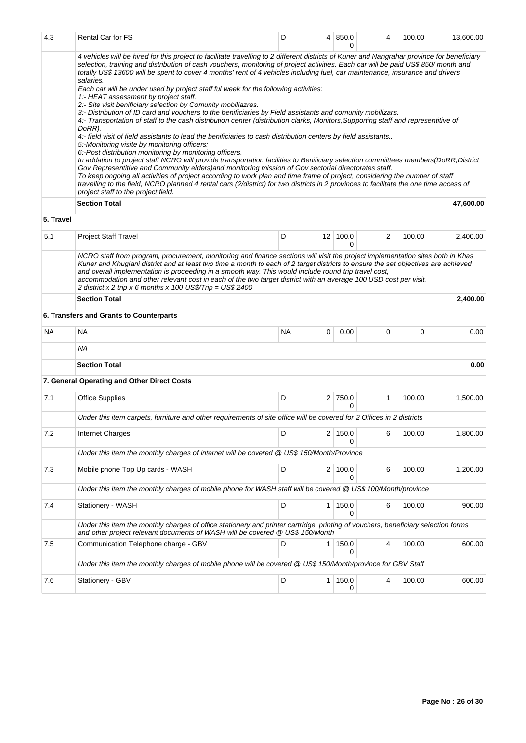| | | | | | | | |
|---|---|---|---|---|---|---|---|
| 4.3 | Rental Car for FS | D | 4 | 850.00 | 4 | 100.00 | 13,600.00 |
| | *4 vehicles will be hired for this project to facilitate travelling to 2 different districts of Kuner and Nangrahar province for beneficiary selection, training and distribution of cash vouchers, monitoring of project activities. Each car will be paid US$ 850/ month and totally US$ 13600 will be spent to cover 4 months' rent of 4 vehicles including fuel, car maintenance, insurance and drivers salaries.*<br>*Each car will be under used by project staff ful week for the following activities:*<br>*1:- HEAT assessment by project staff.*<br>*2:- Site visit benificiary selection by Comunity mobiliazres.*<br>*3:- Distribution of ID card and vouchers to the benificiaries by Field assistants and comunity mobilizars.*<br>*4:- Transportation of staff to the cash distribution center (distribution clarks, Monitors,Supporting staff and representitive of DoRR).*<br>*4:- field visit of field assistants to lead the benificiaries to cash distribution centers by field assistants..*<br>*5:-Monitoring visite by monitoring officers:*<br>*6:-Post distribution monitoring by monitoring officers.*<br>*In addation to project staff NCRO will provide transportation facilities to Benificiary selection commiittees members(DoRR,District Gov Representitive and Community elders)and monitoring mission of Gov sectorial directorates staff.*<br>*To keep ongoing all activities of project according to work plan and time frame of project, considering the number of staff travelling to the field, NCRO planned 4 rental cars (2/district) for two districts in 2 provinces to facilitate the one time access of project staff to the project field.* | | | | | | |
| | **Section Total** | | | | | | **47,600.00** |
| **5. Travel** | | | | | | | |
| 5.1 | Project Staff Travel | D | 12 | 100.00 | 2 | 100.00 | 2,400.00 |
| | *NCRO staff from program, procurement, monitoring and finance sections will visit the project implementation sites both in Khas Kuner and Khugiani district and at least two time a month to each of 2 target districts to ensure the set objectives are achieved and overall implementation is proceeding in a smooth way. This would include round trip travel cost, accommodation and other relevant cost in each of the two target district with an average 100 USD cost per visit.*<br>*2 district x 2 trip x 6 months x 100 US$/Trip = US$ 2400* | | | | | | |
| | **Section Total** | | | | | | **2,400.00** |
| | **6. Transfers and Grants to Counterparts** | | | | | | |
| NA | NA | NA | 0 | 0.00 | 0 | 0 | 0.00 |
| | *NA* | | | | | | |
| | **Section Total** | | | | | | **0.00** |
| | **7. General Operating and Other Direct Costs** | | | | | | |
| 7.1 | Office Supplies | D | 2 | 750.00 | 1 | 100.00 | 1,500.00 |
| | *Under this item carpets, furniture and other requirements of site office will be covered for 2 Offices in 2 districts* | | | | | | |
| 7.2 | Internet Charges | D | 2 | 150.00 | 6 | 100.00 | 1,800.00 |
| | *Under this item the monthly charges of internet will be covered @ US$ 150/Month/Province* | | | | | | |
| 7.3 | Mobile phone Top Up cards - WASH | D | 2 | 100.00 | 6 | 100.00 | 1,200.00 |
| | *Under this item the monthly charges of mobile phone for WASH staff will be covered @ US$ 100/Month/province* | | | | | | |
| 7.4 | Stationery - WASH | D | 1 | 150.00 | 6 | 100.00 | 900.00 |
| | *Under this item the monthly charges of office stationery and printer cartridge, printing of vouchers, beneficiary selection forms and other project relevant documents of WASH will be covered @ US$ 150/Month* | | | | | | |
| 7.5 | Communication Telephone charge - GBV | D | 1 | 150.00 | 4 | 100.00 | 600.00 |
| | *Under this item the monthly charges of mobile phone will be covered @ US$ 150/Month/province for GBV Staff* | | | | | | |
| 7.6 | Stationery - GBV | D | 1 | 150.00 | 4 | 100.00 | 600.00 |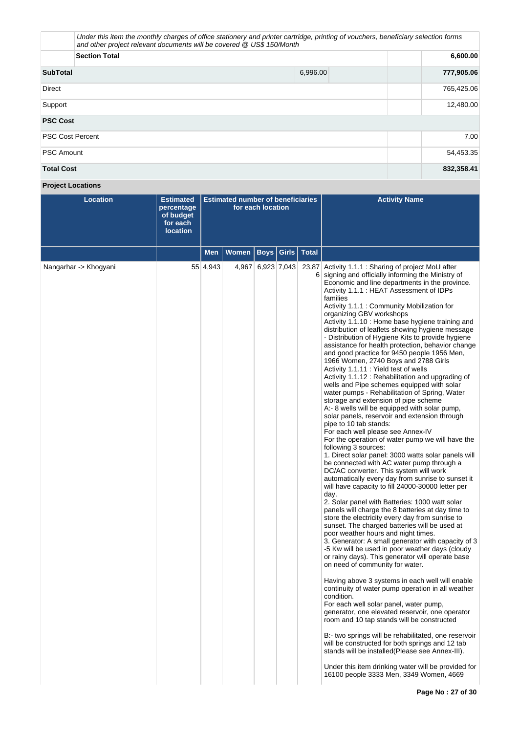| | | | |
|---|---|---|---|
| | *Under this item the monthly charges of office stationery and printer cartridge, printing of vouchers, beneficiary selection forms and other project relevant documents will be covered @ US$ 150/Month* | | |
| | **Section Total** | | **6,600.00** |
| **SubTotal** | 6,996.00 | | **777,905.06** |
| Direct | | | 765,425.06 |
| Support | | | 12,480.00 |
| **PSC Cost** | | | |
| PSC Cost Percent | | | 7.00 |
| PSC Amount | | | 54,453.35 |
| **Total Cost** | | | **832,358.41** |

**Project Locations**

| Location | Estimated percentage of budget for each location | Estimated number of beneficiaries for each location | | | | | Activity Name |
|---|---|---|---|---|---|---|---|
| | | Men | Women | Boys | Girls | Total | |
| Nangarhar -> Khogyani | 55 | 4,943 | 4,967 | 6,923 | 7,043 | 23,876 | Activity 1.1.1 : Sharing of project MoU after signing and officially informing the Ministry of Economic and line departments in the province.<br>Activity 1.1.1 : HEAT Assessment of IDPs families<br>Activity 1.1.1 : Community Mobilization for organizing GBV workshops<br>Activity 1.1.10 : Home base hygiene training and distribution of leaflets showing hygiene message - Distribution of Hygiene Kits to provide hygiene assistance for health protection, behavior change and good practice for 9450 people 1956 Men, 1966 Women, 2740 Boys and 2788 Girls<br>Activity 1.1.11 : Yield test of wells<br>Activity 1.1.12 : Rehabilitation and upgrading of wells and Pipe schemes equipped with solar water pumps - Rehabilitation of Spring, Water storage and extension of pipe scheme<br>A:- 8 wells will be equipped with solar pump, solar panels, reservoir and extension through pipe to 10 tab stands:<br>For each well please see Annex-IV<br>For the operation of water pump we will have the following 3 sources:<br>1. Direct solar panel: 3000 watts solar panels will be connected with AC water pump through a DC/AC converter. This system will work automatically every day from sunrise to sunset it will have capacity to fill 24000-30000 letter per day.<br>2. Solar panel with Batteries: 1000 watt solar panels will charge the 8 batteries at day time to store the electricity every day from sunrise to sunset. The charged batteries will be used at poor weather hours and night times.<br>3. Generator: A small generator with capacity of 3 -5 Kw will be used in poor weather days (cloudy or rainy days). This generator will operate base on need of community for water.<br><br>Having above 3 systems in each well will enable continuity of water pump operation in all weather condition.<br>For each well solar panel, water pump, generator, one elevated reservoir, one operator room and 10 tap stands will be constructed<br><br>B:- two springs will be rehabilitated, one reservoir will be constructed for both springs and 12 tab stands will be installed(Please see Annex-III).<br><br>Under this item drinking water will be provided for 16100 people 3333 Men, 3349 Women, 4669 |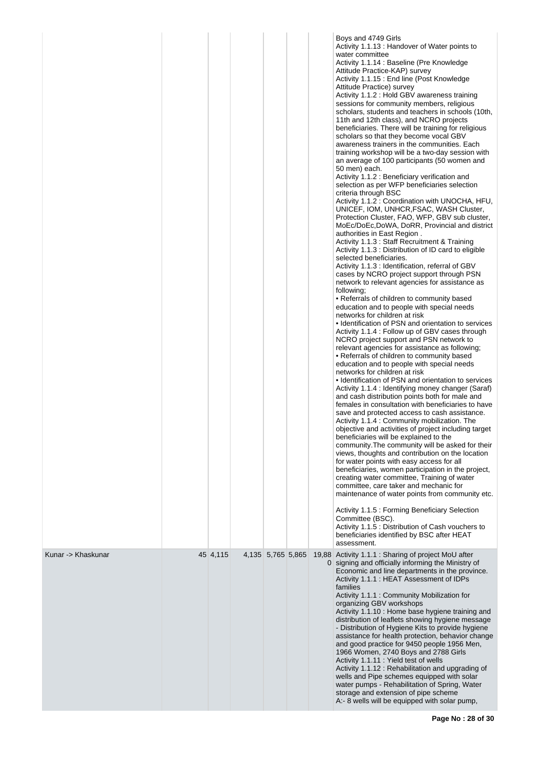| | | | | | | | |
|---|---|---|---|---|---|---|---|
| | | | | | | | Boys and 4749 Girls<br>Activity 1.1.13 : Handover of Water points to water committee<br>Activity 1.1.14 : Baseline (Pre Knowledge Attitude Practice-KAP) survey<br>Activity 1.1.15 : End line (Post Knowledge Attitude Practice) survey<br>Activity 1.1.2 : Hold GBV awareness training sessions for community members, religious scholars, students and teachers in schools (10th, 11th and 12th class), and NCRO projects beneficiaries. There will be training for religious scholars so that they become vocal GBV awareness trainers in the communities. Each training workshop will be a two-day session with an average of 100 participants (50 women and 50 men) each.<br>Activity 1.1.2 : Beneficiary verification and selection as per WFP beneficiaries selection criteria through BSC<br>Activity 1.1.2 : Coordination with UNOCHA, HFU, UNICEF, IOM, UNHCR,FSAC, WASH Cluster, Protection Cluster, FAO, WFP, GBV sub cluster, MoEc/DoEc,DoWA, DoRR, Provincial and district authorities in East Region .<br>Activity 1.1.3 : Staff Recruitment & Training<br>Activity 1.1.3 : Distribution of ID card to eligible selected beneficiaries.<br>Activity 1.1.3 : Identification, referral of GBV cases by NCRO project support through PSN network to relevant agencies for assistance as following;<br>• Referrals of children to community based education and to people with special needs networks for children at risk<br>• Identification of PSN and orientation to services<br>Activity 1.1.4 : Follow up of GBV cases through NCRO project support and PSN network to relevant agencies for assistance as following;<br>• Referrals of children to community based education and to people with special needs networks for children at risk<br>• Identification of PSN and orientation to services<br>Activity 1.1.4 : Identifying money changer (Saraf) and cash distribution points both for male and females in consultation with beneficiaries to have save and protected access to cash assistance.<br>Activity 1.1.4 : Community mobilization. The objective and activities of project including target beneficiaries will be explained to the community.The community will be asked for their views, thoughts and contribution on the location for water points with easy access for all beneficiaries, women participation in the project, creating water committee, Training of water committee, care taker and mechanic for maintenance of water points from community etc.<br><br>Activity 1.1.5 : Forming Beneficiary Selection Committee (BSC).<br>Activity 1.1.5 : Distribution of Cash vouchers to beneficiaries identified by BSC after HEAT assessment. |
| Kunar -> Khaskunar | 45 | 4,115 | 4,135 | 5,765 | 5,865 | 19,880 | Activity 1.1.1 : Sharing of project MoU after signing and officially informing the Ministry of Economic and line departments in the province.<br>Activity 1.1.1 : HEAT Assessment of IDPs families<br>Activity 1.1.1 : Community Mobilization for organizing GBV workshops<br>Activity 1.1.10 : Home base hygiene training and distribution of leaflets showing hygiene message - Distribution of Hygiene Kits to provide hygiene assistance for health protection, behavior change and good practice for 9450 people 1956 Men, 1966 Women, 2740 Boys and 2788 Girls<br>Activity 1.1.11 : Yield test of wells<br>Activity 1.1.12 : Rehabilitation and upgrading of wells and Pipe schemes equipped with solar water pumps - Rehabilitation of Spring, Water storage and extension of pipe scheme<br>A:- 8 wells will be equipped with solar pump, |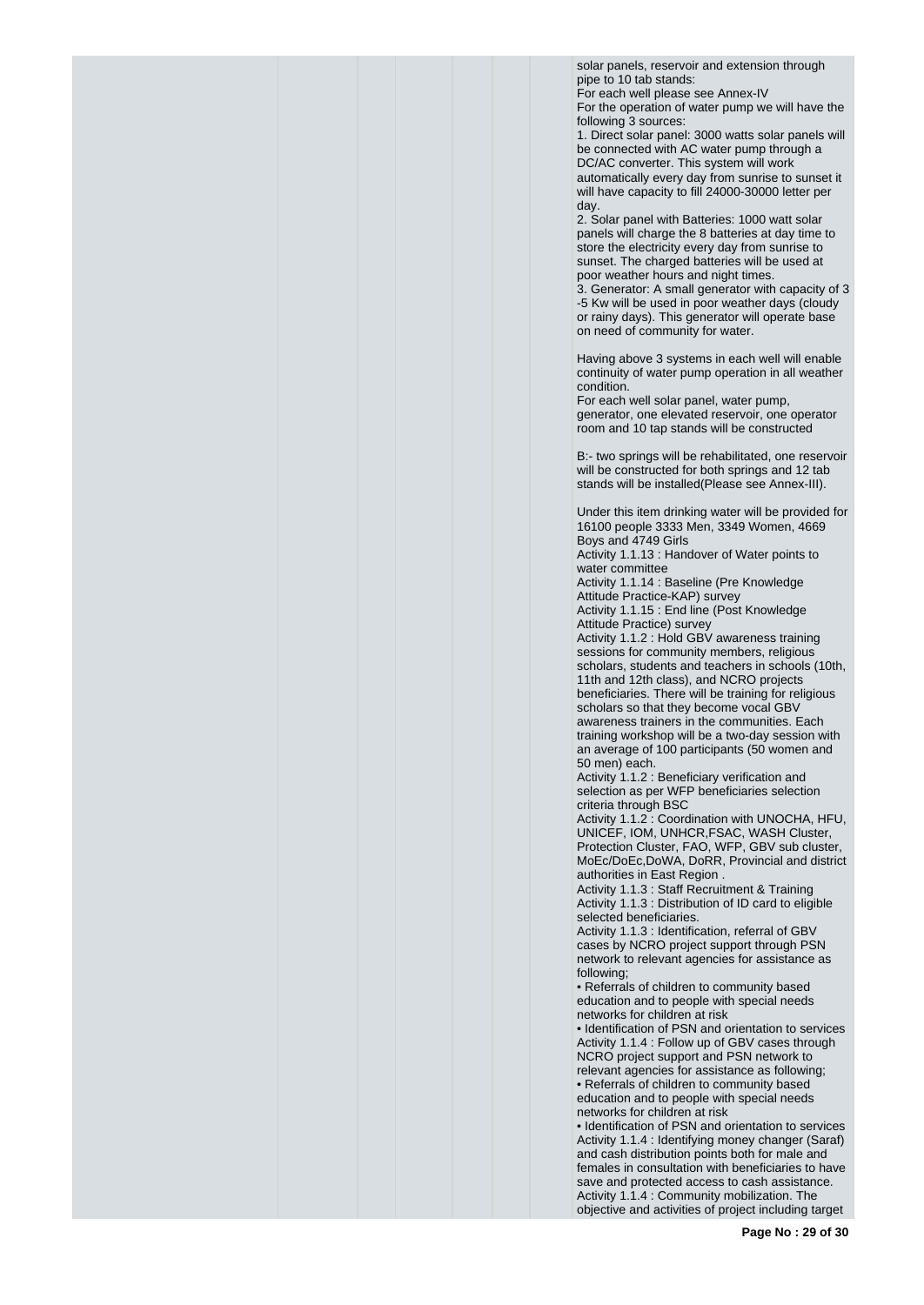solar panels, reservoir and extension through pipe to 10 tab stands:
For each well please see Annex-IV
For the operation of water pump we will have the following 3 sources:
1. Direct solar panel: 3000 watts solar panels will be connected with AC water pump through a DC/AC converter. This system will work automatically every day from sunrise to sunset it will have capacity to fill 24000-30000 letter per day.
2. Solar panel with Batteries: 1000 watt solar panels will charge the 8 batteries at day time to store the electricity every day from sunrise to sunset. The charged batteries will be used at poor weather hours and night times.
3. Generator: A small generator with capacity of 3 -5 Kw will be used in poor weather days (cloudy or rainy days). This generator will operate base on need of community for water.

Having above 3 systems in each well will enable continuity of water pump operation in all weather condition.
For each well solar panel, water pump, generator, one elevated reservoir, one operator room and 10 tap stands will be constructed

B:- two springs will be rehabilitated, one reservoir will be constructed for both springs and 12 tab stands will be installed(Please see Annex-III).

Under this item drinking water will be provided for 16100 people 3333 Men, 3349 Women, 4669 Boys and 4749 Girls
Activity 1.1.13 : Handover of Water points to water committee
Activity 1.1.14 : Baseline (Pre Knowledge Attitude Practice-KAP) survey
Activity 1.1.15 : End line (Post Knowledge Attitude Practice) survey
Activity 1.1.2 : Hold GBV awareness training sessions for community members, religious scholars, students and teachers in schools (10th, 11th and 12th class), and NCRO projects beneficiaries. There will be training for religious scholars so that they become vocal GBV awareness trainers in the communities. Each training workshop will be a two-day session with an average of 100 participants (50 women and 50 men) each.
Activity 1.1.2 : Beneficiary verification and selection as per WFP beneficiaries selection criteria through BSC
Activity 1.1.2 : Coordination with UNOCHA, HFU, UNICEF, IOM, UNHCR,FSAC, WASH Cluster, Protection Cluster, FAO, WFP, GBV sub cluster, MoEc/DoEc,DoWA, DoRR, Provincial and district authorities in East Region .
Activity 1.1.3 : Staff Recruitment & Training
Activity 1.1.3 : Distribution of ID card to eligible selected beneficiaries.
Activity 1.1.3 : Identification, referral of GBV cases by NCRO project support through PSN network to relevant agencies for assistance as following;
• Referrals of children to community based education and to people with special needs networks for children at risk
• Identification of PSN and orientation to services
Activity 1.1.4 : Follow up of GBV cases through NCRO project support and PSN network to relevant agencies for assistance as following;
• Referrals of children to community based education and to people with special needs networks for children at risk
• Identification of PSN and orientation to services
Activity 1.1.4 : Identifying money changer (Saraf) and cash distribution points both for male and females in consultation with beneficiaries to have save and protected access to cash assistance.
Activity 1.1.4 : Community mobilization. The objective and activities of project including target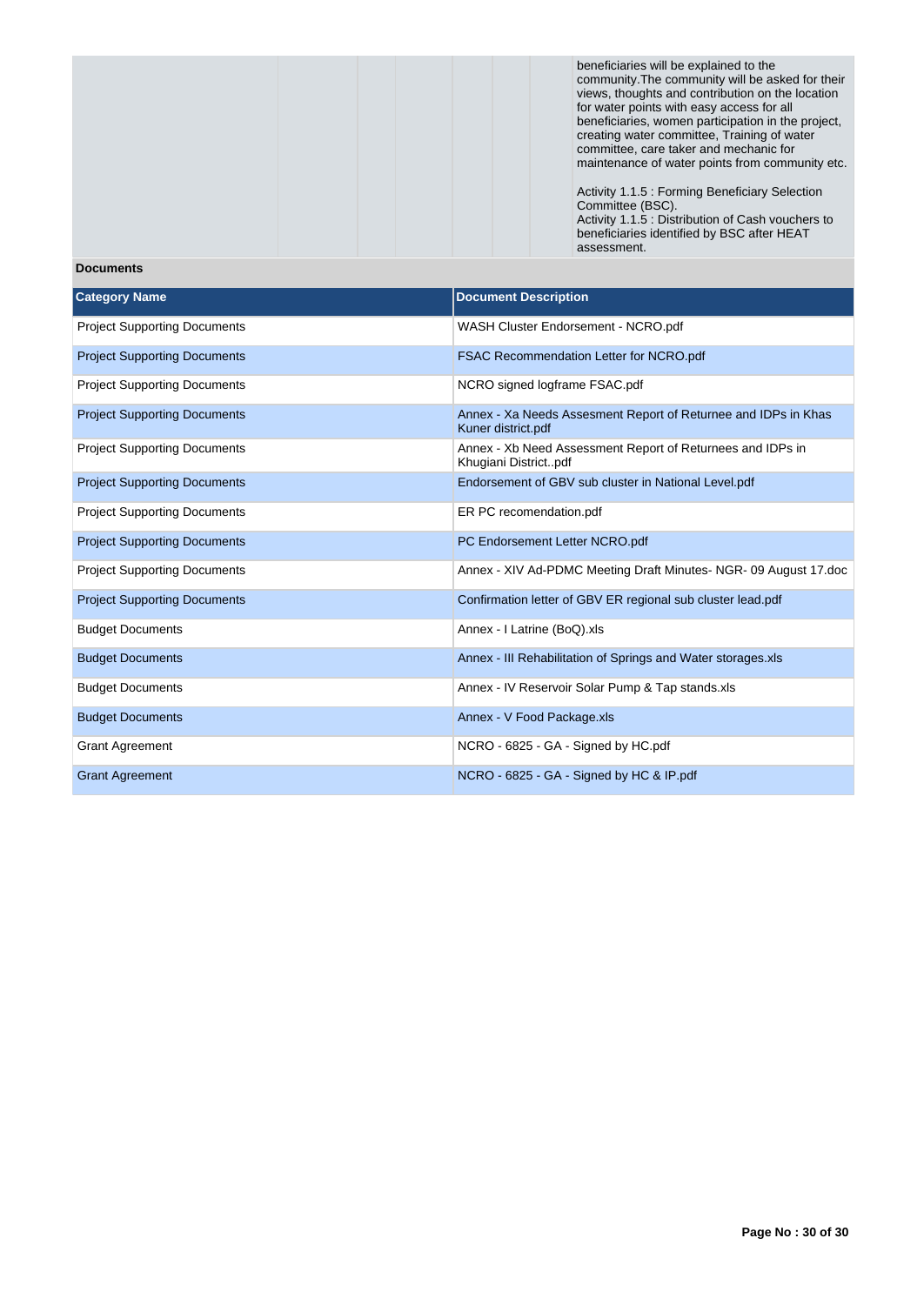| | | | | | | | |
|---|---|---|---|---|---|---|---|
| | | | | | | | beneficiaries will be explained to the community.The community will be asked for their views, thoughts and contribution on the location for water points with easy access for all beneficiaries, women participation in the project, creating water committee, Training of water committee, care taker and mechanic for maintenance of water points from community etc.<br><br>Activity 1.1.5 : Forming Beneficiary Selection Committee (BSC).<br>Activity 1.1.5 : Distribution of Cash vouchers to beneficiaries identified by BSC after HEAT assessment. |

**Documents**

| Category Name | Document Description |
|---|---|
| Project Supporting Documents | WASH Cluster Endorsement - NCRO.pdf |
| Project Supporting Documents | FSAC Recommendation Letter for NCRO.pdf |
| Project Supporting Documents | NCRO signed logframe FSAC.pdf |
| Project Supporting Documents | Annex - Xa Needs Assesment Report of Returnee and IDPs in Khas Kuner district.pdf |
| Project Supporting Documents | Annex - Xb Need Assessment Report of Returnees and IDPs in Khugiani District..pdf |
| Project Supporting Documents | Endorsement of GBV sub cluster in National Level.pdf |
| Project Supporting Documents | ER PC recomendation.pdf |
| Project Supporting Documents | PC Endorsement Letter NCRO.pdf |
| Project Supporting Documents | Annex - XIV Ad-PDMC Meeting Draft Minutes- NGR- 09 August 17.doc |
| Project Supporting Documents | Confirmation letter of GBV ER regional sub cluster lead.pdf |
| Budget Documents | Annex - I Latrine (BoQ).xls |
| Budget Documents | Annex - III Rehabilitation of Springs and Water storages.xls |
| Budget Documents | Annex - IV Reservoir Solar Pump & Tap stands.xls |
| Budget Documents | Annex - V Food Package.xls |
| Grant Agreement | NCRO - 6825 - GA - Signed by HC.pdf |
| Grant Agreement | NCRO - 6825 - GA - Signed by HC & IP.pdf |